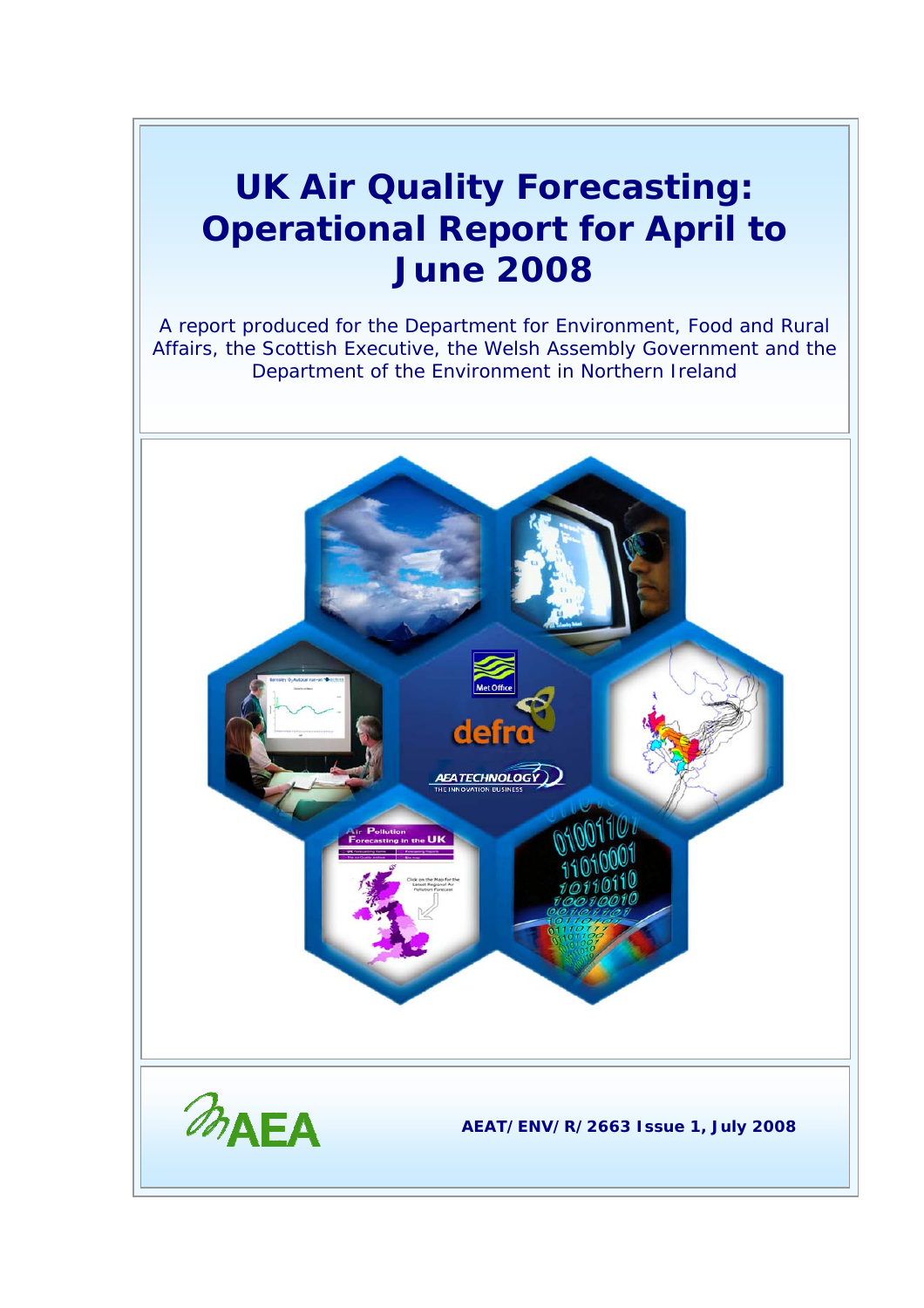# UK Air Quality Forecasting: Operational Report for April to June 2008

A report produced for the Department for Environment, Food and Rural Affairs, the Scottish Executive, the Welsh Assembly Government and the Department of the Environment in Northern Ireland

**AEAT/ENV/R/2663 Issue 1, July 2008**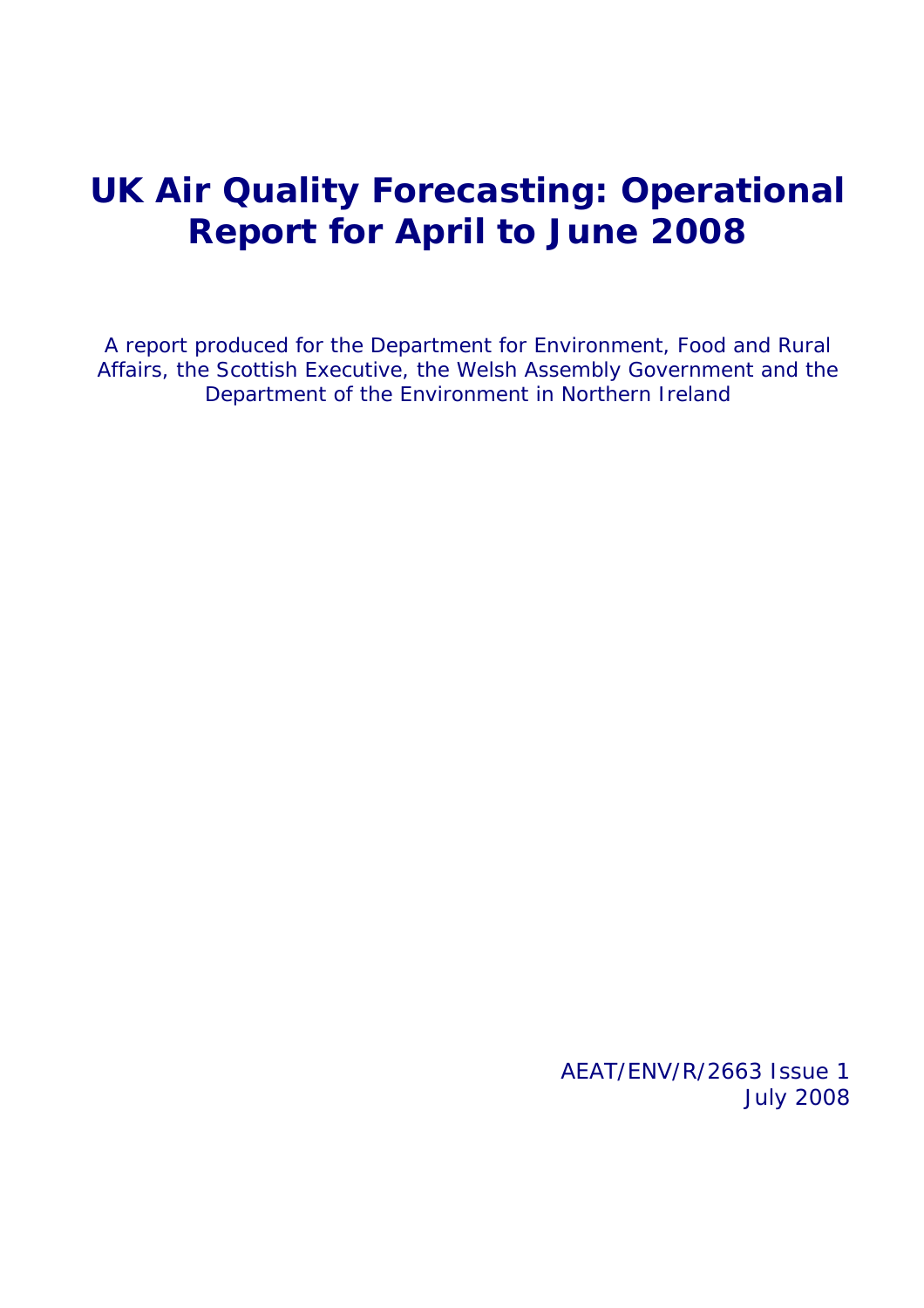# UK Air Quality Forecasting: Operational Report for April to June 2008

A report produced for the Department for Environment, Food and Rural Affairs, the Scottish Executive, the Welsh Assembly Government and the Department of the Environment in Northern Ireland

AEAT/ENV/R/2663 Issue 1
July 2008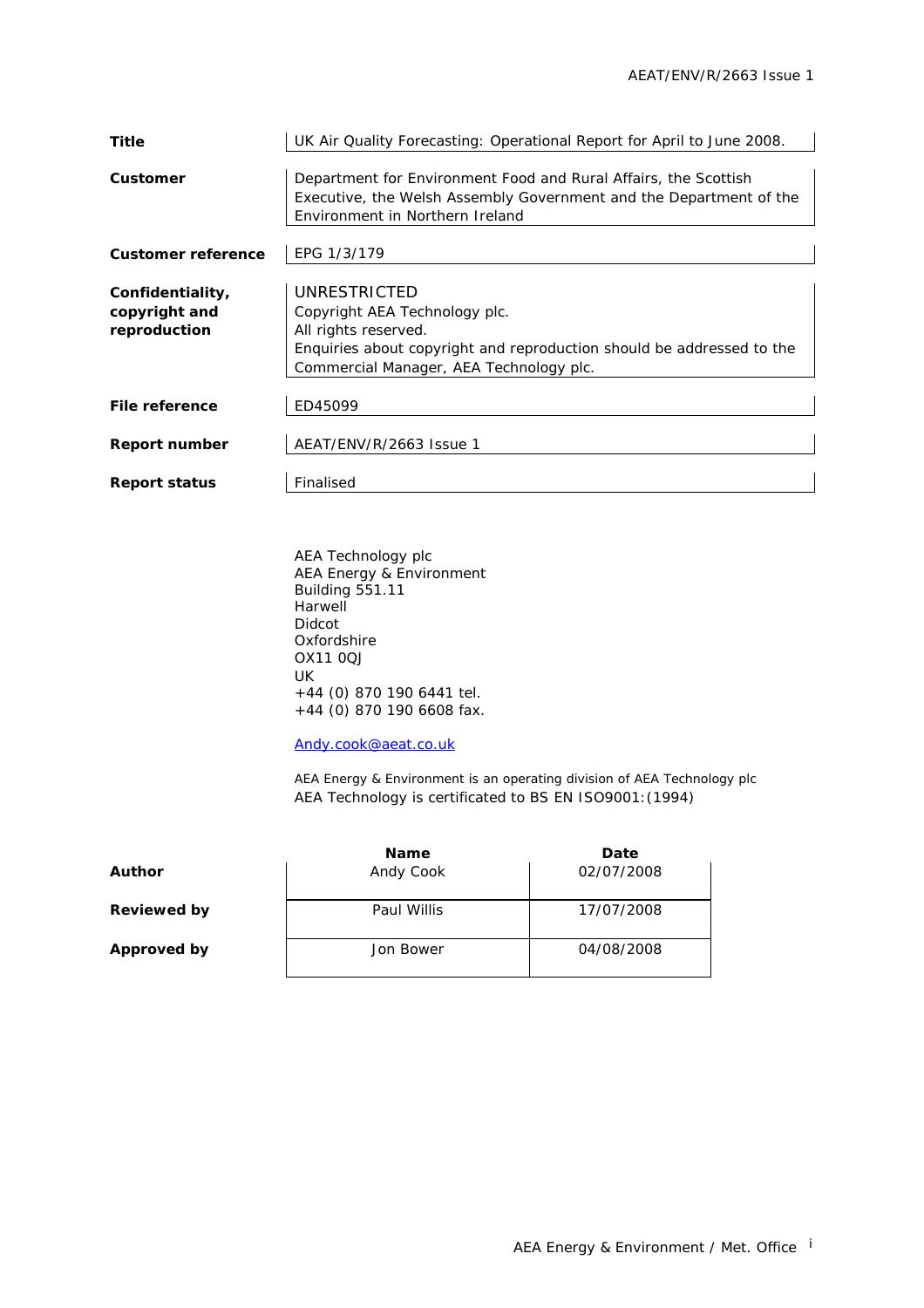| | |
|---|---|
| **Title** | UK Air Quality Forecasting: Operational Report for April to June 2008. |
| **Customer** | Department for Environment Food and Rural Affairs, the Scottish Executive, the Welsh Assembly Government and the Department of the Environment in Northern Ireland |
| **Customer reference** | EPG 1/3/179 |
| **Confidentiality, copyright and reproduction** | UNRESTRICTED<br>Copyright AEA Technology plc.<br>All rights reserved.<br>Enquiries about copyright and reproduction should be addressed to the Commercial Manager, AEA Technology plc. |
| **File reference** | ED45099 |
| **Report number** | AEAT/ENV/R/2663 Issue 1 |
| **Report status** | Finalised |

AEA Technology plc
AEA Energy & Environment
Building 551.11
Harwell
Didcot
Oxfordshire
OX11 0QJ
UK
+44 (0) 870 190 6441 tel.
+44 (0) 870 190 6608 fax.

Andy.cook@aeat.co.uk

AEA Energy & Environment is an operating division of AEA Technology plc
AEA Technology is certificated to BS EN ISO9001:(1994)

| | Name | Date |
|---|---|---|
| **Author** | Andy Cook | 02/07/2008 |
| **Reviewed by** | Paul Willis | 17/07/2008 |
| **Approved by** | Jon Bower | 04/08/2008 |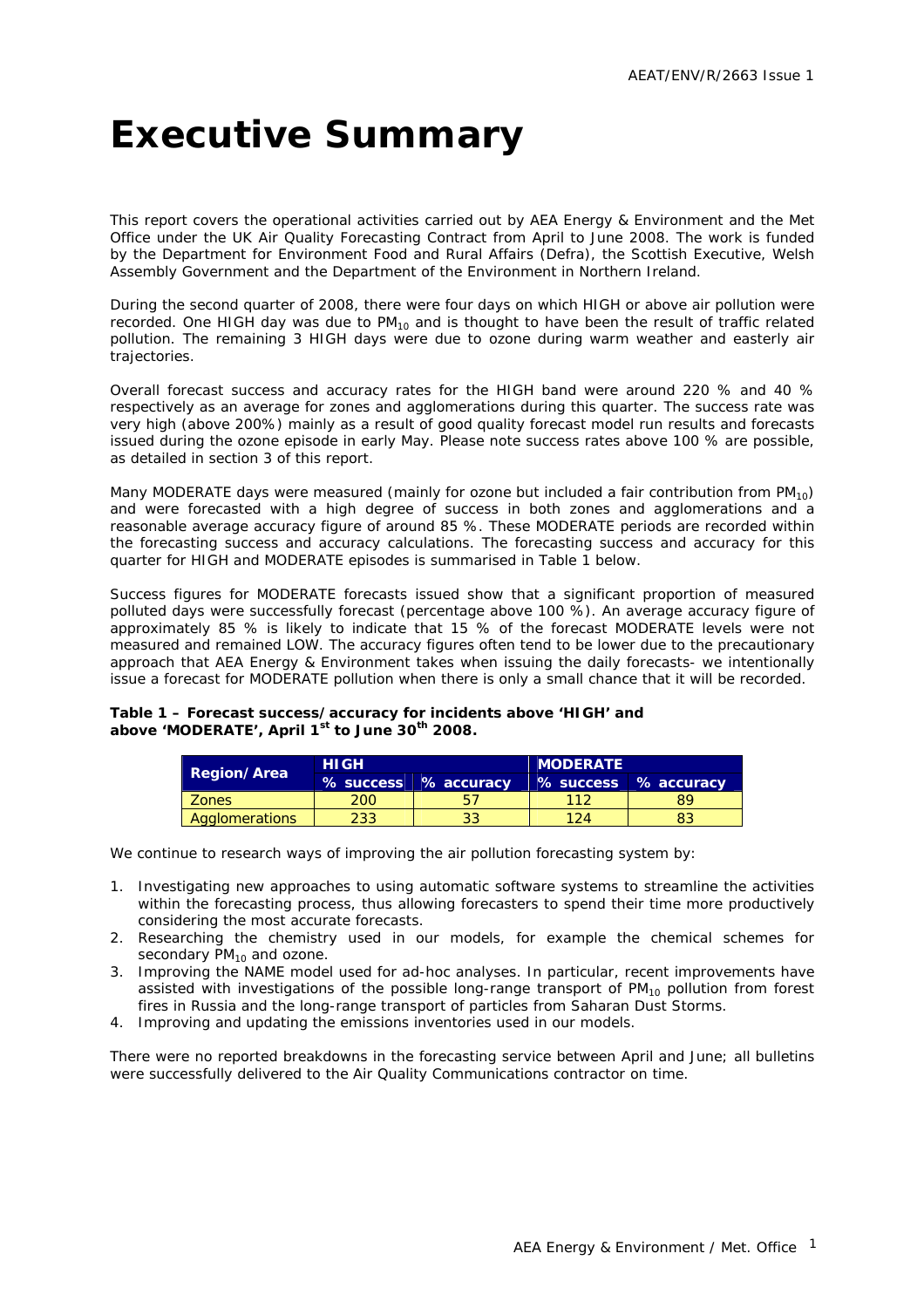# Executive Summary

This report covers the operational activities carried out by AEA Energy & Environment and the Met Office under the UK Air Quality Forecasting Contract from April to June 2008. The work is funded by the Department for Environment Food and Rural Affairs (Defra), the Scottish Executive, Welsh Assembly Government and the Department of the Environment in Northern Ireland.

During the second quarter of 2008, there were four days on which HIGH or above air pollution were recorded. One HIGH day was due to $PM_{10}$ and is thought to have been the result of traffic related pollution. The remaining 3 HIGH days were due to ozone during warm weather and easterly air trajectories.

Overall forecast success and accuracy rates for the HIGH band were around 220 % and 40 % respectively as an average for zones and agglomerations during this quarter. The success rate was very high (above 200%) mainly as a result of good quality forecast model run results and forecasts issued during the ozone episode in early May. Please note success rates above 100 % are possible, as detailed in section 3 of this report.

Many MODERATE days were measured (mainly for ozone but included a fair contribution from $PM_{10}$) and were forecasted with a high degree of success in both zones and agglomerations and a reasonable average accuracy figure of around 85 %. These MODERATE periods are recorded within the forecasting success and accuracy calculations. The forecasting success and accuracy for this quarter for HIGH and MODERATE episodes is summarised in Table 1 below.

Success figures for MODERATE forecasts issued show that a significant proportion of measured polluted days were successfully forecast (percentage above 100 %). An average accuracy figure of approximately 85 % is likely to indicate that 15 % of the forecast MODERATE levels were not measured and remained LOW. The accuracy figures often tend to be lower due to the precautionary approach that AEA Energy & Environment takes when issuing the daily forecasts- we intentionally issue a forecast for MODERATE pollution when there is only a small chance that it will be recorded.

**Table 1 – Forecast success/accuracy for incidents above 'HIGH' and above 'MODERATE', April 1st to June 30th 2008.**

| Region/Area | HIGH | | MODERATE | |
|---|---|---|---|---|
| | % success | % accuracy | % success | % accuracy |
| Zones | 200 | 57 | 112 | 89 |
| Agglomerations | 233 | 33 | 124 | 83 |

We continue to research ways of improving the air pollution forecasting system by:

1. Investigating new approaches to using automatic software systems to streamline the activities within the forecasting process, thus allowing forecasters to spend their time more productively considering the most accurate forecasts.
2. Researching the chemistry used in our models, for example the chemical schemes for secondary $PM_{10}$ and ozone.
3. Improving the NAME model used for ad-hoc analyses. In particular, recent improvements have assisted with investigations of the possible long-range transport of $PM_{10}$ pollution from forest fires in Russia and the long-range transport of particles from Saharan Dust Storms.
4. Improving and updating the emissions inventories used in our models.

There were no reported breakdowns in the forecasting service between April and June; all bulletins were successfully delivered to the Air Quality Communications contractor on time.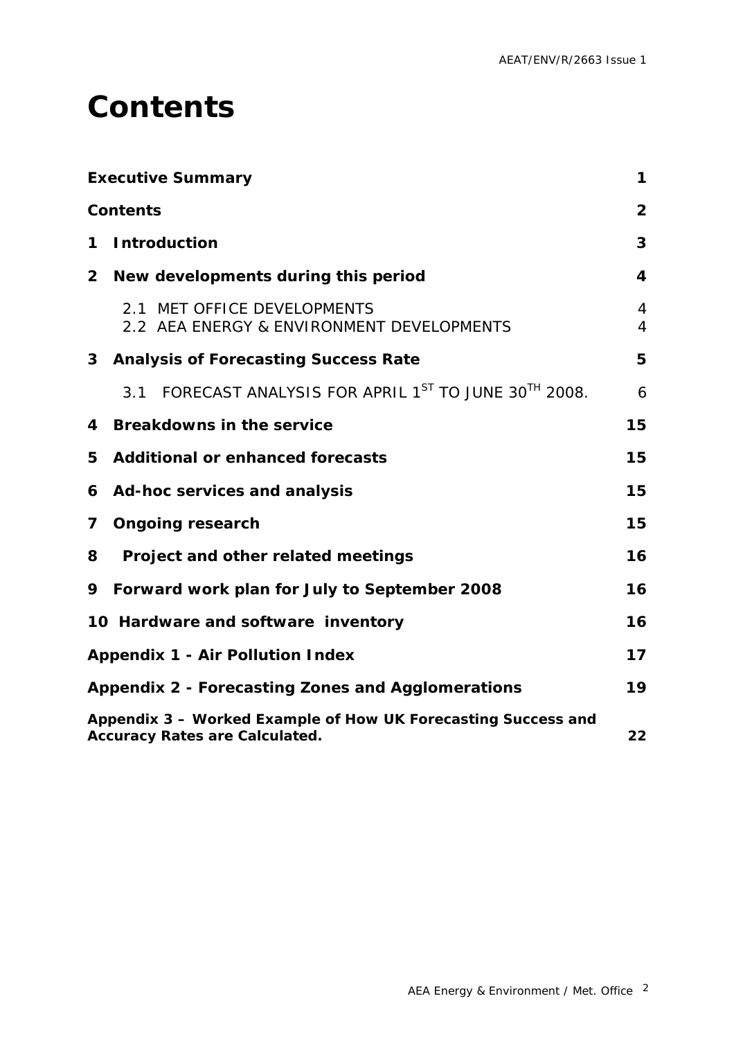# Contents

| | |
|---|---|
| **Executive Summary** | **1** |
| **Contents** | **2** |
| **1 Introduction** | **3** |
| **2 New developments during this period** | **4** |
| 2.1 MET OFFICE DEVELOPMENTS | 4 |
| 2.2 AEA ENERGY & ENVIRONMENT DEVELOPMENTS | 4 |
| **3 Analysis of Forecasting Success Rate** | **5** |
| 3.1 FORECAST ANALYSIS FOR APRIL 1ST TO JUNE 30TH 2008. | 6 |
| **4 Breakdowns in the service** | **15** |
| **5 Additional or enhanced forecasts** | **15** |
| **6 Ad-hoc services and analysis** | **15** |
| **7 Ongoing research** | **15** |
| **8 Project and other related meetings** | **16** |
| **9 Forward work plan for July to September 2008** | **16** |
| **10 Hardware and software inventory** | **16** |
| **Appendix 1 - Air Pollution Index** | **17** |
| **Appendix 2 - Forecasting Zones and Agglomerations** | **19** |
| **Appendix 3 – Worked Example of How UK Forecasting Success and Accuracy Rates are Calculated.** | **22** |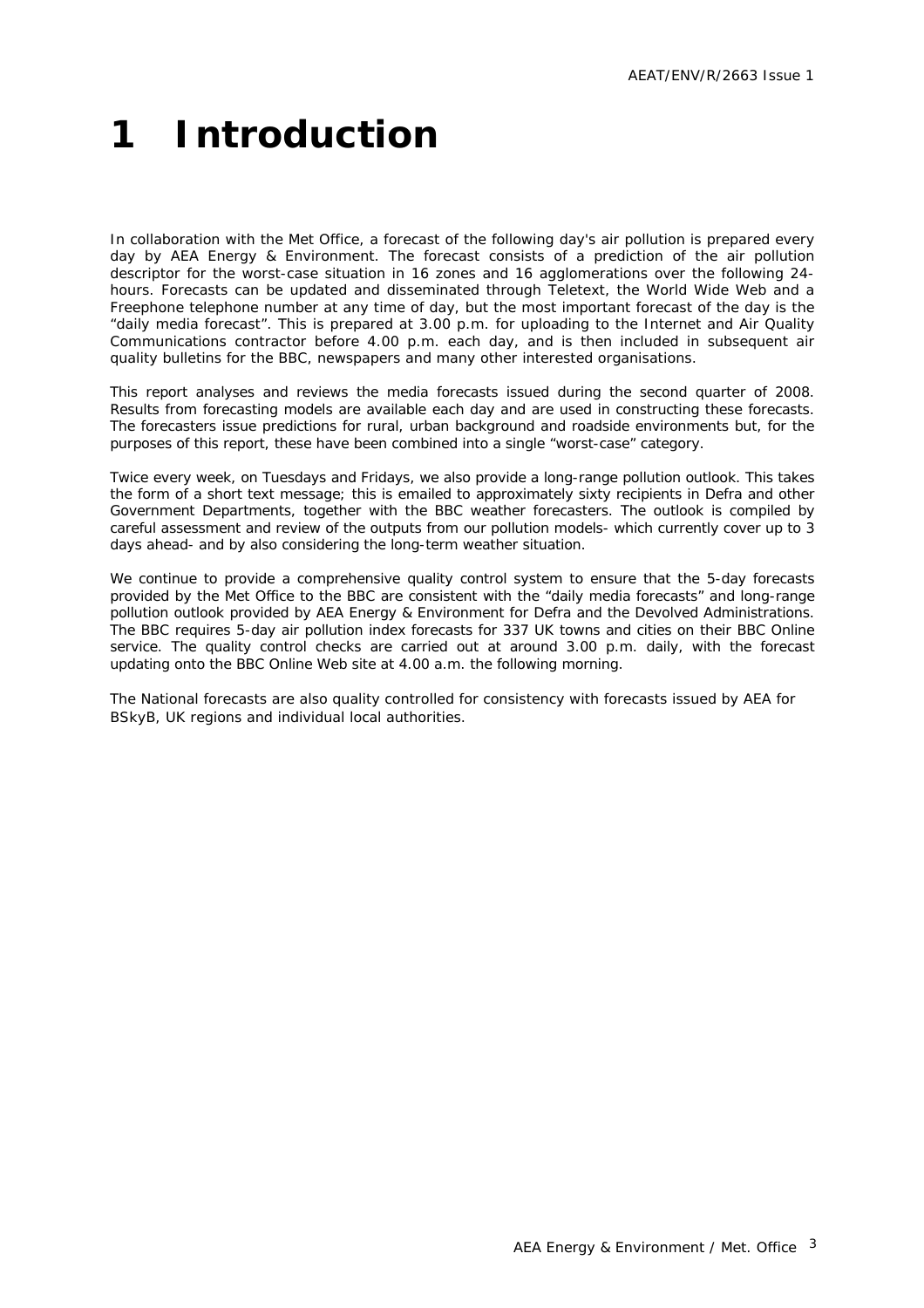# 1 Introduction

In collaboration with the Met Office, a forecast of the following day's air pollution is prepared every day by AEA Energy & Environment. The forecast consists of a prediction of the air pollution descriptor for the worst-case situation in 16 zones and 16 agglomerations over the following 24-hours. Forecasts can be updated and disseminated through Teletext, the World Wide Web and a Freephone telephone number at any time of day, but the most important forecast of the day is the "daily media forecast". This is prepared at 3.00 p.m. for uploading to the Internet and Air Quality Communications contractor before 4.00 p.m. each day, and is then included in subsequent air quality bulletins for the BBC, newspapers and many other interested organisations.

This report analyses and reviews the media forecasts issued during the second quarter of 2008. Results from forecasting models are available each day and are used in constructing these forecasts. The forecasters issue predictions for rural, urban background and roadside environments but, for the purposes of this report, these have been combined into a single "worst-case" category.

Twice every week, on Tuesdays and Fridays, we also provide a long-range pollution outlook. This takes the form of a short text message; this is emailed to approximately sixty recipients in Defra and other Government Departments, together with the BBC weather forecasters. The outlook is compiled by careful assessment and review of the outputs from our pollution models- which currently cover up to 3 days ahead- and by also considering the long-term weather situation.

We continue to provide a comprehensive quality control system to ensure that the 5-day forecasts provided by the Met Office to the BBC are consistent with the "daily media forecasts" and long-range pollution outlook provided by AEA Energy & Environment for Defra and the Devolved Administrations. The BBC requires 5-day air pollution index forecasts for 337 UK towns and cities on their BBC Online service. The quality control checks are carried out at around 3.00 p.m. daily, with the forecast updating onto the BBC Online Web site at 4.00 a.m. the following morning.

The National forecasts are also quality controlled for consistency with forecasts issued by AEA for BSkyB, UK regions and individual local authorities.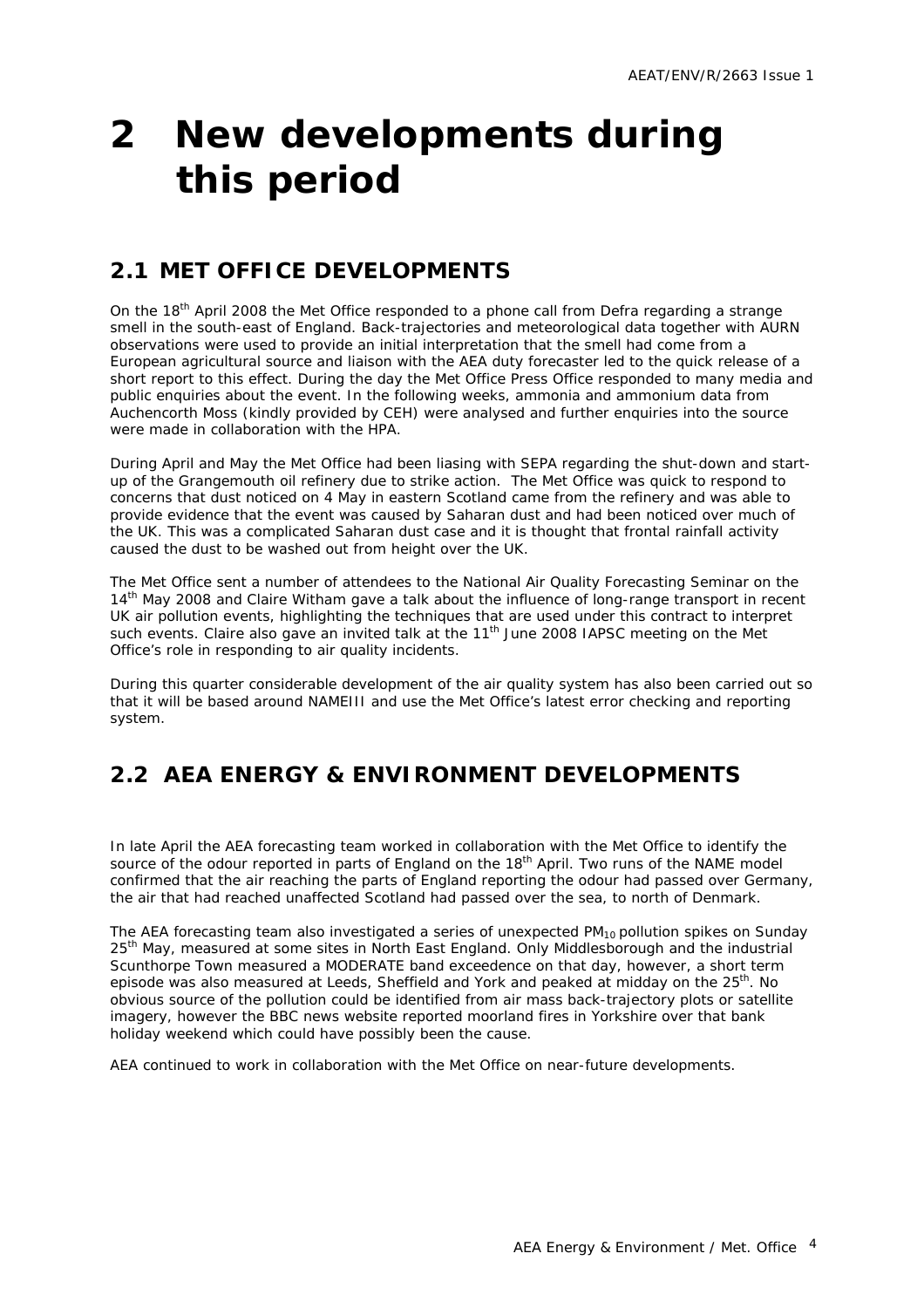# 2 New developments during this period

## 2.1 MET OFFICE DEVELOPMENTS

On the 18th April 2008 the Met Office responded to a phone call from Defra regarding a strange smell in the south-east of England. Back-trajectories and meteorological data together with AURN observations were used to provide an initial interpretation that the smell had come from a European agricultural source and liaison with the AEA duty forecaster led to the quick release of a short report to this effect. During the day the Met Office Press Office responded to many media and public enquiries about the event. In the following weeks, ammonia and ammonium data from Auchencorth Moss (kindly provided by CEH) were analysed and further enquiries into the source were made in collaboration with the HPA.

During April and May the Met Office had been liasing with SEPA regarding the shut-down and start-up of the Grangemouth oil refinery due to strike action. The Met Office was quick to respond to concerns that dust noticed on 4 May in eastern Scotland came from the refinery and was able to provide evidence that the event was caused by Saharan dust and had been noticed over much of the UK. This was a complicated Saharan dust case and it is thought that frontal rainfall activity caused the dust to be washed out from height over the UK.

The Met Office sent a number of attendees to the National Air Quality Forecasting Seminar on the 14th May 2008 and Claire Witham gave a talk about the influence of long-range transport in recent UK air pollution events, highlighting the techniques that are used under this contract to interpret such events. Claire also gave an invited talk at the 11th June 2008 IAPSC meeting on the Met Office's role in responding to air quality incidents.

During this quarter considerable development of the air quality system has also been carried out so that it will be based around NAMEIII and use the Met Office's latest error checking and reporting system.

## 2.2 AEA ENERGY & ENVIRONMENT DEVELOPMENTS

In late April the AEA forecasting team worked in collaboration with the Met Office to identify the source of the odour reported in parts of England on the 18th April. Two runs of the NAME model confirmed that the air reaching the parts of England reporting the odour had passed over Germany, the air that had reached unaffected Scotland had passed over the sea, to north of Denmark.

The AEA forecasting team also investigated a series of unexpected $PM_{10}$ pollution spikes on Sunday 25th May, measured at some sites in North East England. Only Middlesborough and the industrial Scunthorpe Town measured a MODERATE band exceedence on that day, however, a short term episode was also measured at Leeds, Sheffield and York and peaked at midday on the 25th. No obvious source of the pollution could be identified from air mass back-trajectory plots or satellite imagery, however the BBC news website reported moorland fires in Yorkshire over that bank holiday weekend which could have possibly been the cause.

AEA continued to work in collaboration with the Met Office on near-future developments.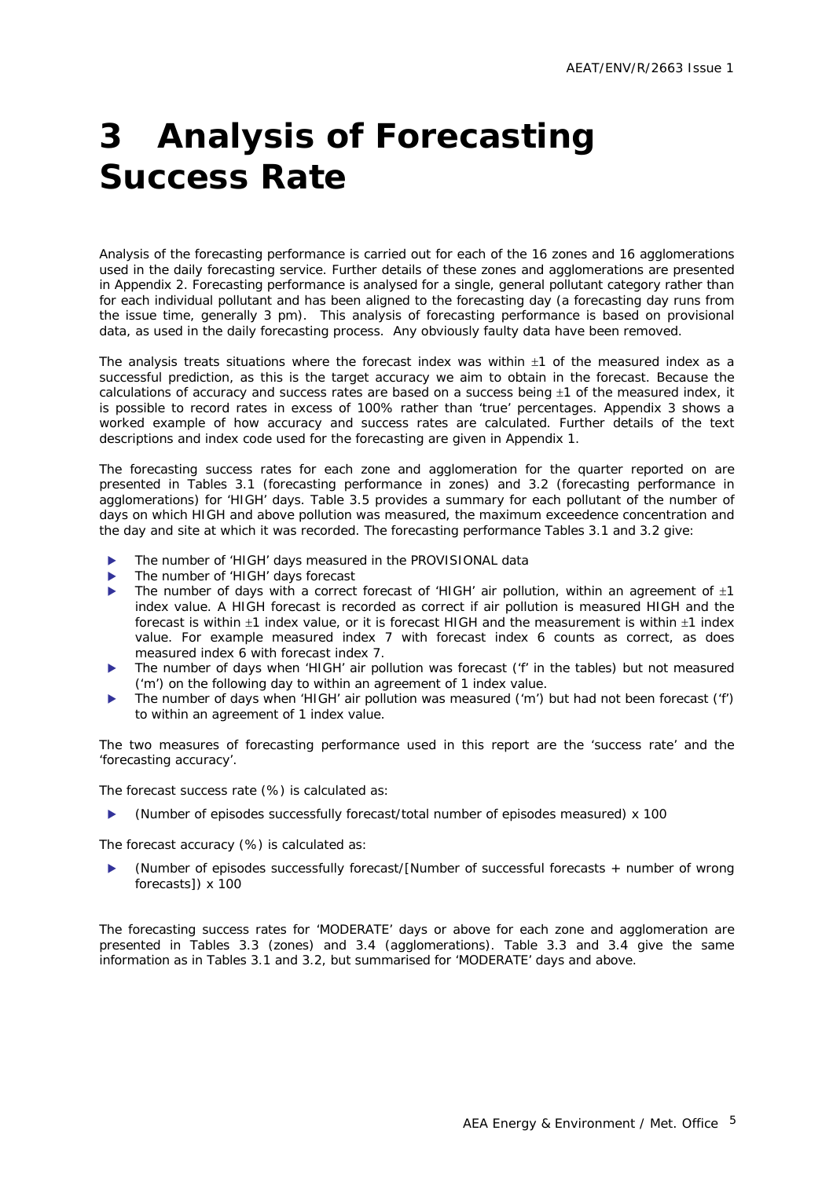# 3 Analysis of Forecasting Success Rate

Analysis of the forecasting performance is carried out for each of the 16 zones and 16 agglomerations used in the daily forecasting service. Further details of these zones and agglomerations are presented in Appendix 2. Forecasting performance is analysed for a single, general pollutant category rather than for each individual pollutant and has been aligned to the forecasting day (a forecasting day runs from the issue time, generally 3 pm). This analysis of forecasting performance is based on provisional data, as used in the daily forecasting process. Any obviously faulty data have been removed.

The analysis treats situations where the forecast index was within ±1 of the measured index as a successful prediction, as this is the target accuracy we aim to obtain in the forecast. Because the calculations of accuracy and success rates are based on a success being ±1 of the measured index, it is possible to record rates in excess of 100% rather than 'true' percentages. Appendix 3 shows a worked example of how accuracy and success rates are calculated. Further details of the text descriptions and index code used for the forecasting are given in Appendix 1.

The forecasting success rates for each zone and agglomeration for the quarter reported on are presented in Tables 3.1 (forecasting performance in zones) and 3.2 (forecasting performance in agglomerations) for 'HIGH' days. Table 3.5 provides a summary for each pollutant of the number of days on which HIGH and above pollution was measured, the maximum exceedence concentration and the day and site at which it was recorded. The forecasting performance Tables 3.1 and 3.2 give:

- The number of 'HIGH' days measured in the PROVISIONAL data
- The number of 'HIGH' days forecast
- The number of days with a correct forecast of 'HIGH' air pollution, within an agreement of ±1 index value. A HIGH forecast is recorded as correct if air pollution is measured HIGH and the forecast is within ±1 index value, or it is forecast HIGH and the measurement is within ±1 index value. For example measured index 7 with forecast index 6 counts as correct, as does measured index 6 with forecast index 7.
- The number of days when 'HIGH' air pollution was forecast ('f' in the tables) but not measured ('m') on the following day to within an agreement of 1 index value.
- The number of days when 'HIGH' air pollution was measured ('m') but had not been forecast ('f') to within an agreement of 1 index value.

The two measures of forecasting performance used in this report are the 'success rate' and the 'forecasting accuracy'.

The forecast success rate (%) is calculated as:

- (Number of episodes successfully forecast/total number of episodes measured) x 100

The forecast accuracy (%) is calculated as:

- (Number of episodes successfully forecast/[Number of successful forecasts + number of wrong forecasts]) x 100

The forecasting success rates for 'MODERATE' days or above for each zone and agglomeration are presented in Tables 3.3 (zones) and 3.4 (agglomerations). Table 3.3 and 3.4 give the same information as in Tables 3.1 and 3.2, but summarised for 'MODERATE' days and above.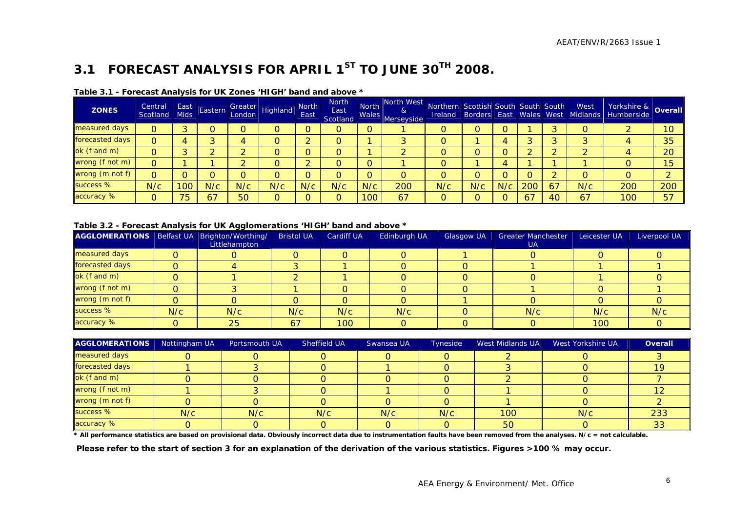## 3.1 FORECAST ANALYSIS FOR APRIL 1ST TO JUNE 30TH 2008.

**Table 3.1 - Forecast Analysis for UK Zones 'HIGH' band and above ***

| ZONES | Central Scotland | East Mids | Eastern | Greater London | Highland | North East | North East Scotland | North Wales | North West & Merseyside | Northern Ireland | Scottish Borders | South East | South Wales | South West | West Midlands | Yorkshire & Humberside | Overall |
|---|---|---|---|---|---|---|---|---|---|---|---|---|---|---|---|---|---|
| measured days | 0 | 3 | 0 | 0 | 0 | 0 | 0 | 0 | 1 | 0 | 0 | 0 | 1 | 3 | 0 | 2 | 10 |
| forecasted days | 0 | 4 | 3 | 4 | 0 | 2 | 0 | 1 | 3 | 0 | 1 | 4 | 3 | 3 | 3 | 4 | 35 |
| ok (f and m) | 0 | 3 | 2 | 2 | 0 | 0 | 0 | 1 | 2 | 0 | 0 | 0 | 2 | 2 | 2 | 4 | 20 |
| wrong (f not m) | 0 | 1 | 1 | 2 | 0 | 2 | 0 | 0 | 1 | 0 | 1 | 4 | 1 | 1 | 1 | 0 | 15 |
| wrong (m not f) | 0 | 0 | 0 | 0 | 0 | 0 | 0 | 0 | 0 | 0 | 0 | 0 | 0 | 2 | 0 | 0 | 2 |
| success % | N/c | 100 | N/c | N/c | N/c | N/c | N/c | N/c | 200 | N/c | N/c | N/c | 200 | 67 | N/c | 200 | 200 |
| accuracy % | 0 | 75 | 67 | 50 | 0 | 0 | 0 | 100 | 67 | 0 | 0 | 0 | 67 | 40 | 67 | 100 | 57 |

**Table 3.2 - Forecast Analysis for UK Agglomerations 'HIGH' band and above ***

| AGGLOMERATIONS | Belfast UA | Brighton/Worthing/ Littlehampton | Bristol UA | Cardiff UA | Edinburgh UA | Glasgow UA | Greater Manchester UA | Leicester UA | Liverpool UA |
|---|---|---|---|---|---|---|---|---|---|
| measured days | 0 | 0 | 0 | 0 | 0 | 1 | 0 | 0 | 0 |
| forecasted days | 0 | 4 | 3 | 1 | 0 | 0 | 1 | 1 | 1 |
| ok (f and m) | 0 | 1 | 2 | 1 | 0 | 0 | 0 | 1 | 0 |
| wrong (f not m) | 0 | 3 | 1 | 0 | 0 | 0 | 1 | 0 | 1 |
| wrong (m not f) | 0 | 0 | 0 | 0 | 0 | 1 | 0 | 0 | 0 |
| success % | N/c | N/c | N/c | N/c | N/c | 0 | N/c | N/c | N/c |
| accuracy % | 0 | 25 | 67 | 100 | 0 | 0 | 0 | 100 | 0 |

| AGGLOMERATIONS | Nottingham UA | Portsmouth UA | Sheffield UA | Swansea UA | Tyneside | West Midlands UA | West Yorkshire UA | Overall |
|---|---|---|---|---|---|---|---|---|
| measured days | 0 | 0 | 0 | 0 | 0 | 2 | 0 | 3 |
| forecasted days | 1 | 3 | 0 | 1 | 0 | 3 | 0 | 19 |
| ok (f and m) | 0 | 0 | 0 | 0 | 0 | 2 | 0 | 7 |
| wrong (f not m) | 1 | 3 | 0 | 1 | 0 | 1 | 0 | 12 |
| wrong (m not f) | 0 | 0 | 0 | 0 | 0 | 1 | 0 | 2 |
| success % | N/c | N/c | N/c | N/c | N/c | 100 | N/c | 233 |
| accuracy % | 0 | 0 | 0 | 0 | 0 | 50 | 0 | 33 |

**\* All performance statistics are based on provisional data. Obviously incorrect data due to instrumentation faults have been removed from the analyses. N/c = not calculable.**

**Please refer to the start of section 3 for an explanation of the derivation of the various statistics. Figures >100 % may occur.**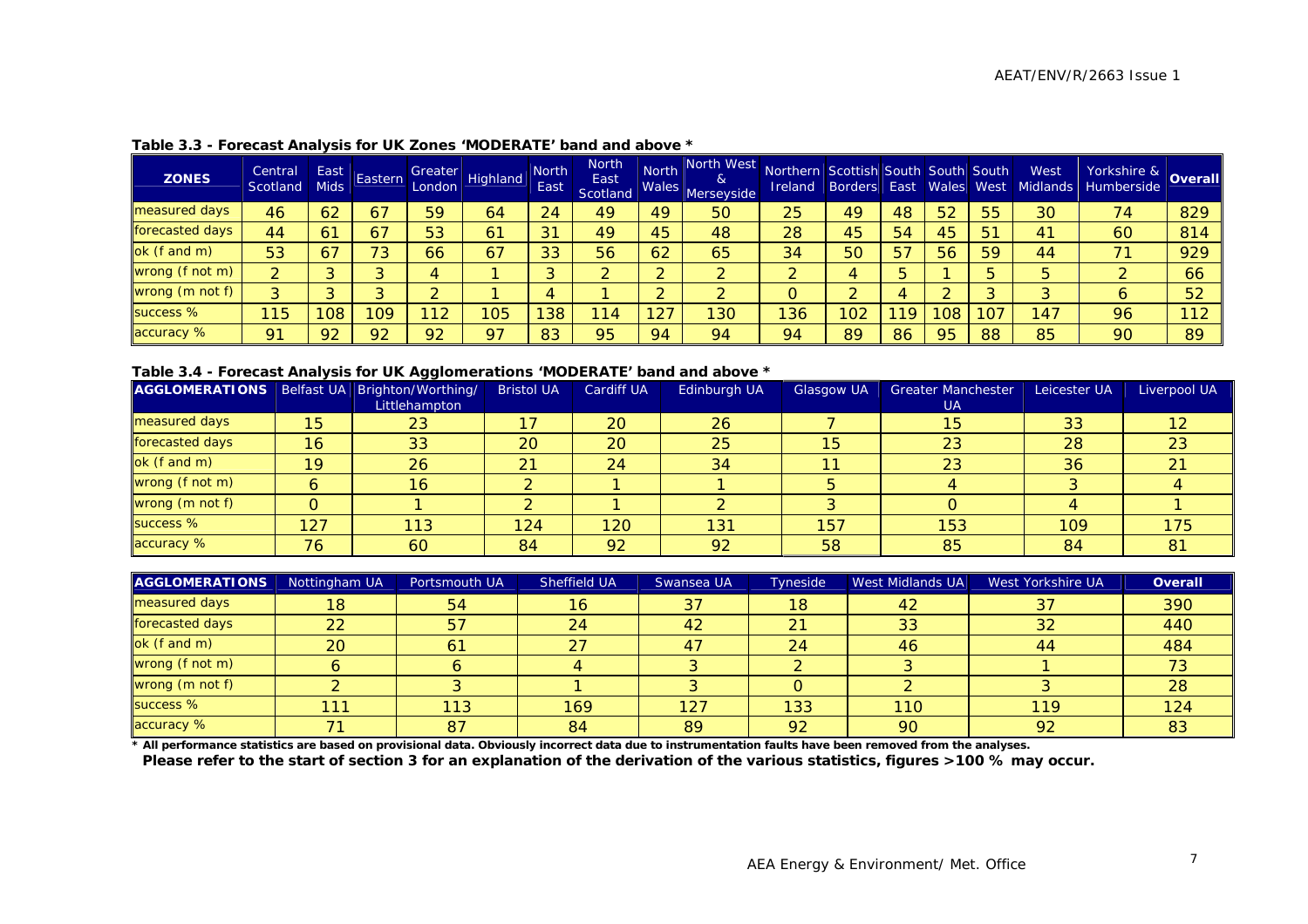**Table 3.3 - Forecast Analysis for UK Zones 'MODERATE' band and above ***

| ZONES | Central Scotland | East Mids | Eastern | Greater London | Highland | North East | North East Scotland | North Wales | North West & Merseyside | Northern Ireland | Scottish Borders | South East | South Wales | South West | West Midlands | Yorkshire & Humberside | Overall |
|---|---|---|---|---|---|---|---|---|---|---|---|---|---|---|---|---|---|
| measured days | 46 | 62 | 67 | 59 | 64 | 24 | 49 | 49 | 50 | 25 | 49 | 48 | 52 | 55 | 30 | 74 | 829 |
| forecasted days | 44 | 61 | 67 | 53 | 61 | 31 | 49 | 45 | 48 | 28 | 45 | 54 | 45 | 51 | 41 | 60 | 814 |
| ok (f and m) | 53 | 67 | 73 | 66 | 67 | 33 | 56 | 62 | 65 | 34 | 50 | 57 | 56 | 59 | 44 | 71 | 929 |
| wrong (f not m) | 2 | 3 | 3 | 4 | 1 | 3 | 2 | 2 | 2 | 2 | 4 | 5 | 1 | 5 | 5 | 2 | 66 |
| wrong (m not f) | 3 | 3 | 3 | 2 | 1 | 4 | 1 | 2 | 2 | 0 | 2 | 4 | 2 | 3 | 3 | 6 | 52 |
| success % | 115 | 108 | 109 | 112 | 105 | 138 | 114 | 127 | 130 | 136 | 102 | 119 | 108 | 107 | 147 | 96 | 112 |
| accuracy % | 91 | 92 | 92 | 92 | 97 | 83 | 95 | 94 | 94 | 94 | 89 | 86 | 95 | 88 | 85 | 90 | 89 |

**Table 3.4 - Forecast Analysis for UK Agglomerations 'MODERATE' band and above ***

| AGGLOMERATIONS | Belfast UA | Brighton/Worthing/ Littlehampton | Bristol UA | Cardiff UA | Edinburgh UA | Glasgow UA | Greater Manchester UA | Leicester UA | Liverpool UA |
|---|---|---|---|---|---|---|---|---|---|
| measured days | 15 | 23 | 17 | 20 | 26 | 7 | 15 | 33 | 12 |
| forecasted days | 16 | 33 | 20 | 20 | 25 | 15 | 23 | 28 | 23 |
| ok (f and m) | 19 | 26 | 21 | 24 | 34 | 11 | 23 | 36 | 21 |
| wrong (f not m) | 6 | 16 | 2 | 1 | 1 | 5 | 4 | 3 | 4 |
| wrong (m not f) | 0 | 1 | 2 | 1 | 2 | 3 | 0 | 4 | 1 |
| success % | 127 | 113 | 124 | 120 | 131 | 157 | 153 | 109 | 175 |
| accuracy % | 76 | 60 | 84 | 92 | 92 | 58 | 85 | 84 | 81 |

| AGGLOMERATIONS | Nottingham UA | Portsmouth UA | Sheffield UA | Swansea UA | Tyneside | West Midlands UA | West Yorkshire UA | Overall |
|---|---|---|---|---|---|---|---|---|
| measured days | 18 | 54 | 16 | 37 | 18 | 42 | 37 | 390 |
| forecasted days | 22 | 57 | 24 | 42 | 21 | 33 | 32 | 440 |
| ok (f and m) | 20 | 61 | 27 | 47 | 24 | 46 | 44 | 484 |
| wrong (f not m) | 6 | 6 | 4 | 3 | 2 | 3 | 1 | 73 |
| wrong (m not f) | 2 | 3 | 1 | 3 | 0 | 2 | 3 | 28 |
| success % | 111 | 113 | 169 | 127 | 133 | 110 | 119 | 124 |
| accuracy % | 71 | 87 | 84 | 89 | 92 | 90 | 92 | 83 |

\* **All performance statistics are based on provisional data. Obviously incorrect data due to instrumentation faults have been removed from the analyses.**
**Please refer to the start of section 3 for an explanation of the derivation of the various statistics, figures >100 % may occur.**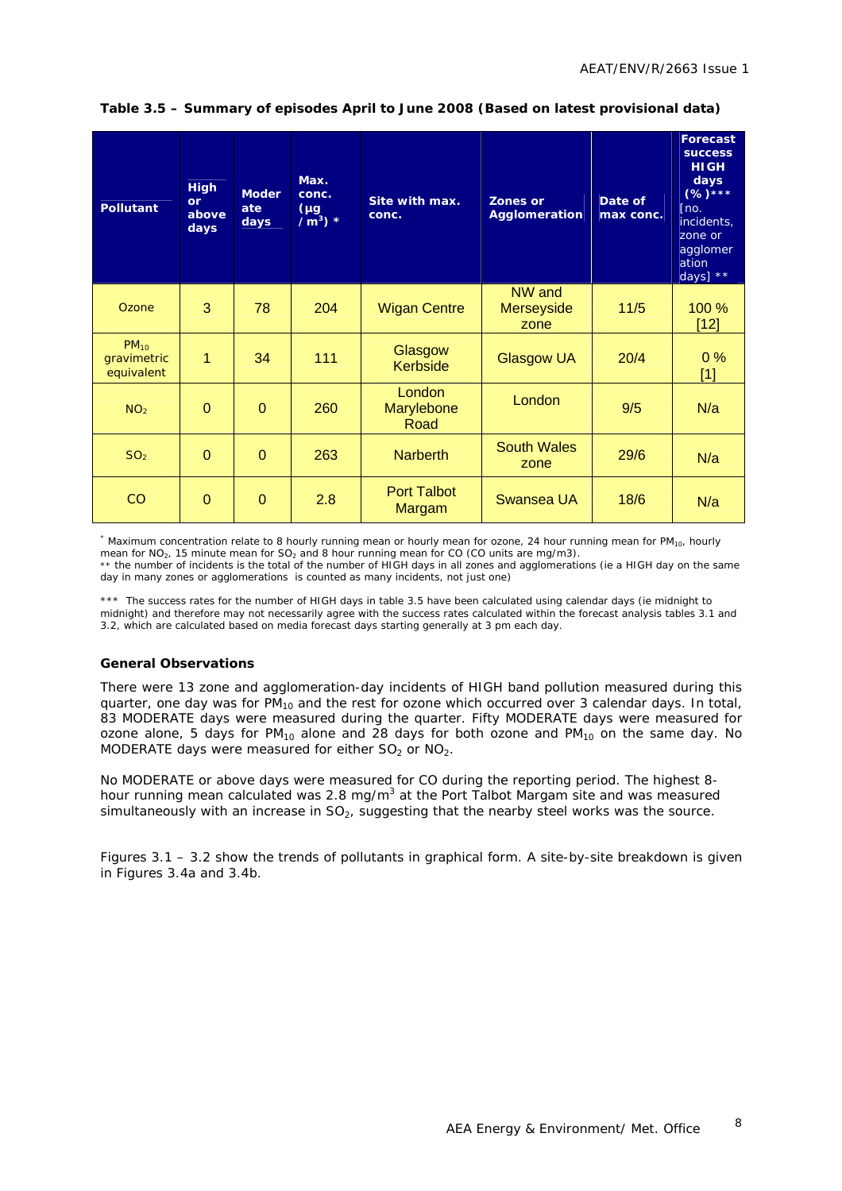**Table 3.5 – Summary of episodes April to June 2008 (Based on latest provisional data)**

| Pollutant | High or above days | Moderate days | Max. conc. (µg / $m^3$) * | Site with max. conc. | Zones or Agglomeration | Date of max conc. | Forecast success HIGH days (%)*** [no. incidents, zone or agglomeration days] ** |
|---|---|---|---|---|---|---|---|
| Ozone | 3 | 78 | 204 | Wigan Centre | NW and Merseyside zone | 11/5 | 100 % [12] |
| $PM_{10}$ gravimetric equivalent | 1 | 34 | 111 | Glasgow Kerbside | Glasgow UA | 20/4 | 0 % [1] |
| $NO_2$ | 0 | 0 | 260 | London Marylebone Road | London | 9/5 | N/a |
| $SO_2$ | 0 | 0 | 263 | Narberth | South Wales zone | 29/6 | N/a |
| CO | 0 | 0 | 2.8 | Port Talbot Margam | Swansea UA | 18/6 | N/a |

\* Maximum concentration relate to 8 hourly running mean or hourly mean for ozone, 24 hour running mean for $PM_{10}$, hourly mean for $NO_2$, 15 minute mean for $SO_2$ and 8 hour running mean for CO (CO units are mg/m3).
\** the number of incidents is the total of the number of HIGH days in all zones and agglomerations (ie a HIGH day on the same day in many zones or agglomerations is counted as many incidents, not just one)

\*** The success rates for the number of HIGH days in table 3.5 have been calculated using calendar days (ie midnight to midnight) and therefore may not necessarily agree with the success rates calculated within the forecast analysis tables 3.1 and 3.2, which are calculated based on media forecast days starting generally at 3 pm each day.

**General Observations**

There were 13 zone and agglomeration-day incidents of HIGH band pollution measured during this quarter, one day was for $PM_{10}$ and the rest for ozone which occurred over 3 calendar days. In total, 83 MODERATE days were measured during the quarter. Fifty MODERATE days were measured for ozone alone, 5 days for $PM_{10}$ alone and 28 days for both ozone and $PM_{10}$ on the same day. No MODERATE days were measured for either $SO_2$ or $NO_2$.

No MODERATE or above days were measured for CO during the reporting period. The highest 8-hour running mean calculated was 2.8 mg/$m^3$ at the Port Talbot Margam site and was measured simultaneously with an increase in $SO_2$, suggesting that the nearby steel works was the source.

Figures 3.1 – 3.2 show the trends of pollutants in graphical form. A site-by-site breakdown is given in Figures 3.4a and 3.4b.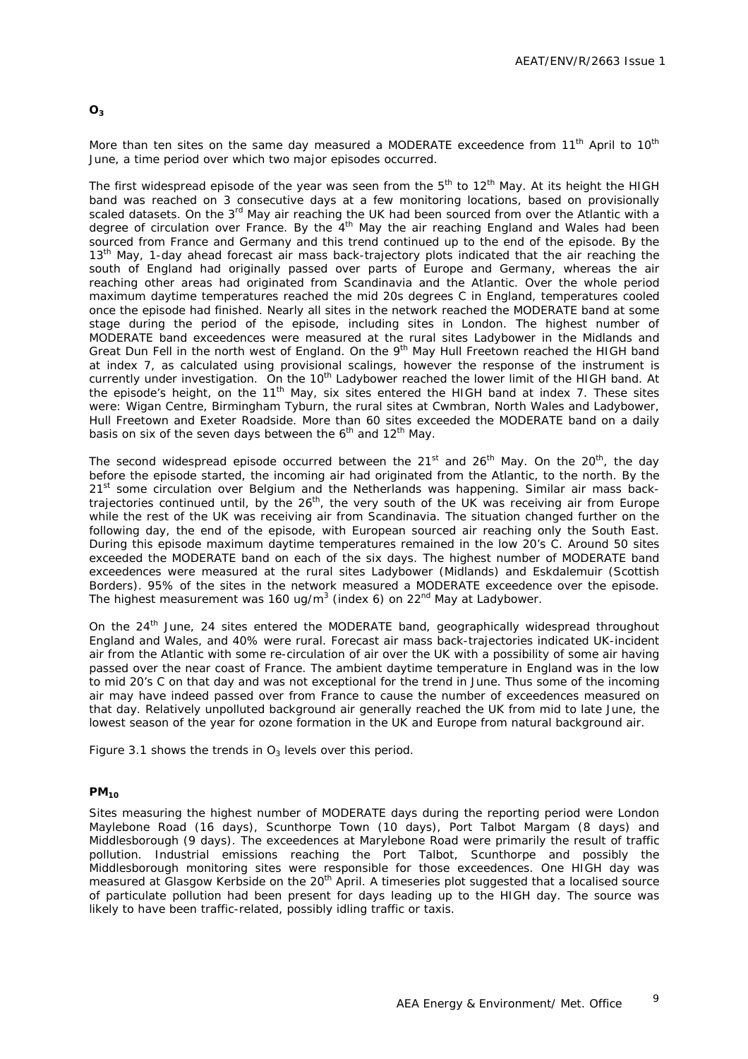## $O_3$

More than ten sites on the same day measured a MODERATE exceedence from 11th April to 10th June, a time period over which two major episodes occurred.

The first widespread episode of the year was seen from the 5th to 12th May. At its height the HIGH band was reached on 3 consecutive days at a few monitoring locations, based on provisionally scaled datasets. On the 3rd May air reaching the UK had been sourced from over the Atlantic with a degree of circulation over France. By the 4th May the air reaching England and Wales had been sourced from France and Germany and this trend continued up to the end of the episode. By the 13th May, 1-day ahead forecast air mass back-trajectory plots indicated that the air reaching the south of England had originally passed over parts of Europe and Germany, whereas the air reaching other areas had originated from Scandinavia and the Atlantic. Over the whole period maximum daytime temperatures reached the mid 20s degrees C in England, temperatures cooled once the episode had finished. Nearly all sites in the network reached the MODERATE band at some stage during the period of the episode, including sites in London. The highest number of MODERATE band exceedences were measured at the rural sites Ladybower in the Midlands and Great Dun Fell in the north west of England. On the 9th May Hull Freetown reached the HIGH band at index 7, as calculated using provisional scalings, however the response of the instrument is currently under investigation. On the 10th Ladybower reached the lower limit of the HIGH band. At the episode's height, on the 11th May, six sites entered the HIGH band at index 7. These sites were: Wigan Centre, Birmingham Tyburn, the rural sites at Cwmbran, North Wales and Ladybower, Hull Freetown and Exeter Roadside. More than 60 sites exceeded the MODERATE band on a daily basis on six of the seven days between the 6th and 12th May.

The second widespread episode occurred between the 21st and 26th May. On the 20th, the day before the episode started, the incoming air had originated from the Atlantic, to the north. By the 21st some circulation over Belgium and the Netherlands was happening. Similar air mass back-trajectories continued until, by the 26th, the very south of the UK was receiving air from Europe while the rest of the UK was receiving air from Scandinavia. The situation changed further on the following day, the end of the episode, with European sourced air reaching only the South East. During this episode maximum daytime temperatures remained in the low 20's C. Around 50 sites exceeded the MODERATE band on each of the six days. The highest number of MODERATE band exceedences were measured at the rural sites Ladybower (Midlands) and Eskdalemuir (Scottish Borders). 95% of the sites in the network measured a MODERATE exceedence over the episode. The highest measurement was 160 ug/m$^3$ (index 6) on 22nd May at Ladybower.

On the 24th June, 24 sites entered the MODERATE band, geographically widespread throughout England and Wales, and 40% were rural. Forecast air mass back-trajectories indicated UK-incident air from the Atlantic with some re-circulation of air over the UK with a possibility of some air having passed over the near coast of France. The ambient daytime temperature in England was in the low to mid 20's C on that day and was not exceptional for the trend in June. Thus some of the incoming air may have indeed passed over from France to cause the number of exceedences measured on that day. Relatively unpolluted background air generally reached the UK from mid to late June, the lowest season of the year for ozone formation in the UK and Europe from natural background air.

Figure 3.1 shows the trends in $O_3$ levels over this period.

## $PM_{10}$

Sites measuring the highest number of MODERATE days during the reporting period were London Maylebone Road (16 days), Scunthorpe Town (10 days), Port Talbot Margam (8 days) and Middlesborough (9 days). The exceedences at Marylebone Road were primarily the result of traffic pollution. Industrial emissions reaching the Port Talbot, Scunthorpe and possibly the Middlesborough monitoring sites were responsible for those exceedences. One HIGH day was measured at Glasgow Kerbside on the 20th April. A timeseries plot suggested that a localised source of particulate pollution had been present for days leading up to the HIGH day. The source was likely to have been traffic-related, possibly idling traffic or taxis.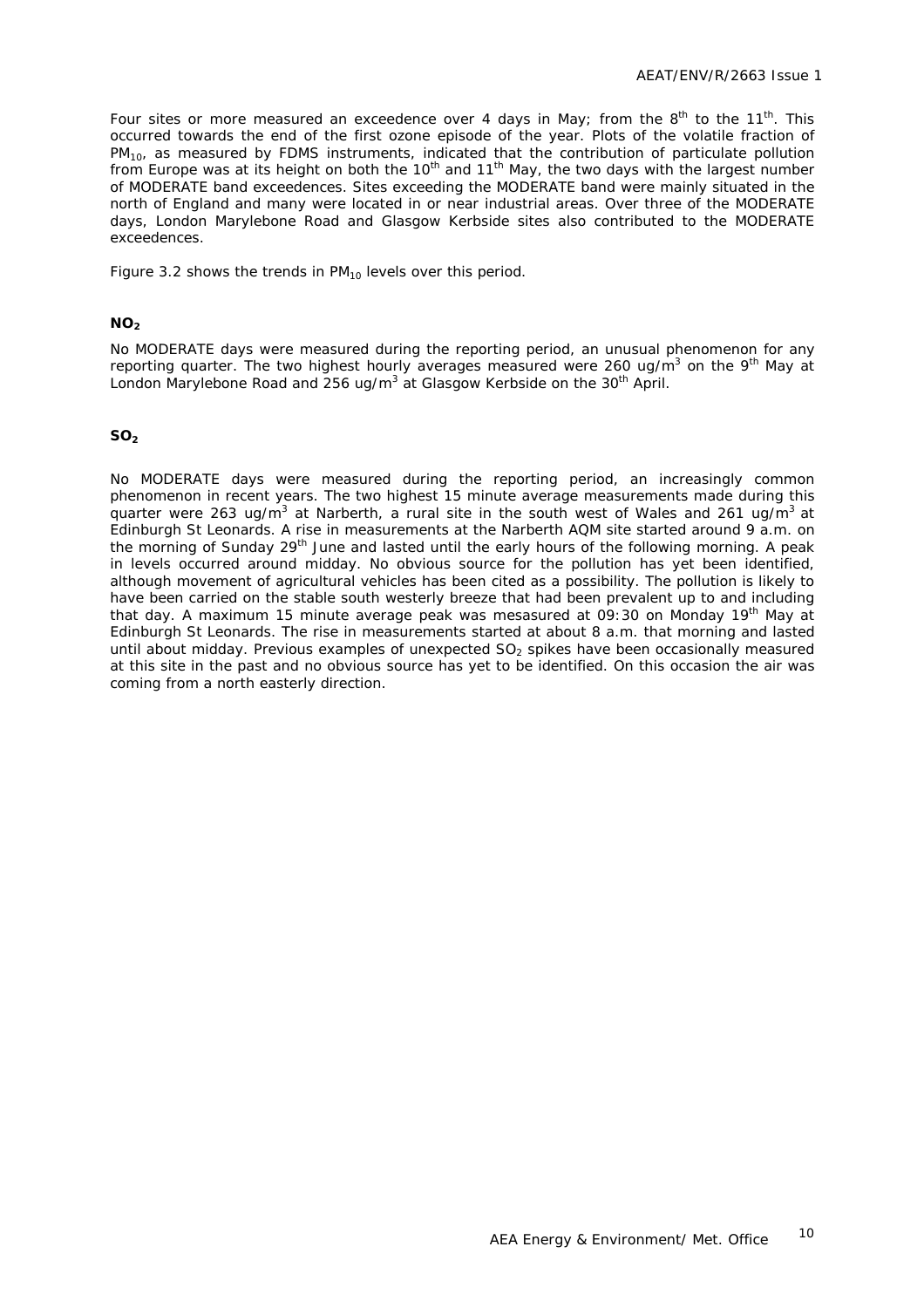Four sites or more measured an exceedence over 4 days in May; from the 8th to the 11th. This occurred towards the end of the first ozone episode of the year. Plots of the volatile fraction of $PM_{10}$, as measured by FDMS instruments, indicated that the contribution of particulate pollution from Europe was at its height on both the 10th and 11th May, the two days with the largest number of MODERATE band exceedences. Sites exceeding the MODERATE band were mainly situated in the north of England and many were located in or near industrial areas. Over three of the MODERATE days, London Marylebone Road and Glasgow Kerbside sites also contributed to the MODERATE exceedences.

Figure 3.2 shows the trends in $PM_{10}$ levels over this period.

### $NO_2$

No MODERATE days were measured during the reporting period, an unusual phenomenon for any reporting quarter. The two highest hourly averages measured were 260 $ug/m^3$ on the 9th May at London Marylebone Road and 256 $ug/m^3$ at Glasgow Kerbside on the 30th April.

### $SO_2$

No MODERATE days were measured during the reporting period, an increasingly common phenomenon in recent years. The two highest 15 minute average measurements made during this quarter were 263 $ug/m^3$ at Narberth, a rural site in the south west of Wales and 261 $ug/m^3$ at Edinburgh St Leonards. A rise in measurements at the Narberth AQM site started around 9 a.m. on the morning of Sunday 29th June and lasted until the early hours of the following morning. A peak in levels occurred around midday. No obvious source for the pollution has yet been identified, although movement of agricultural vehicles has been cited as a possibility. The pollution is likely to have been carried on the stable south westerly breeze that had been prevalent up to and including that day. A maximum 15 minute average peak was mesasured at 09:30 on Monday 19th May at Edinburgh St Leonards. The rise in measurements started at about 8 a.m. that morning and lasted until about midday. Previous examples of unexpected $SO_2$ spikes have been occasionally measured at this site in the past and no obvious source has yet to be identified. On this occasion the air was coming from a north easterly direction.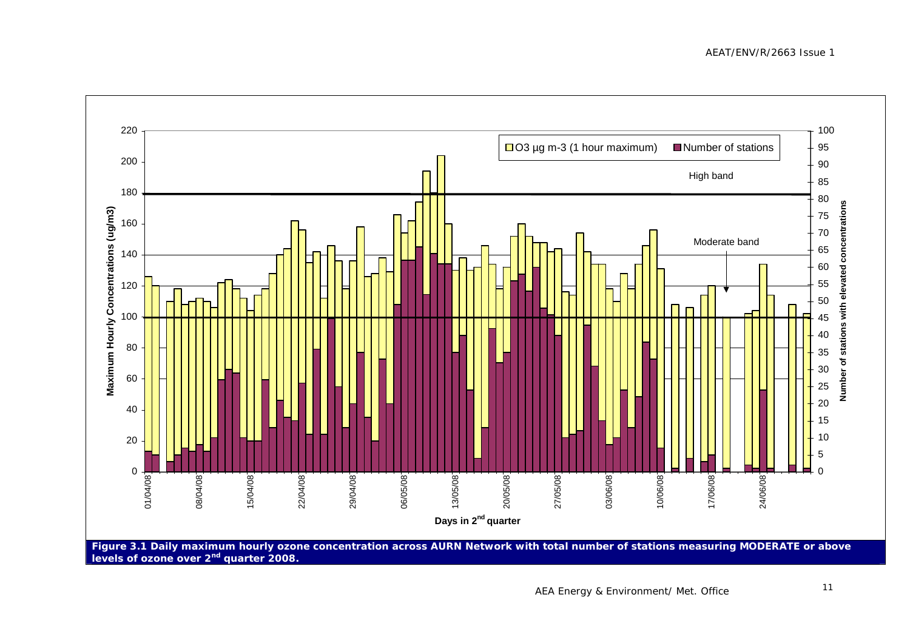**Figure 3.1 Daily maximum hourly ozone concentration across AURN Network with total number of stations measuring MODERATE or above levels of ozone over 2nd quarter 2008.**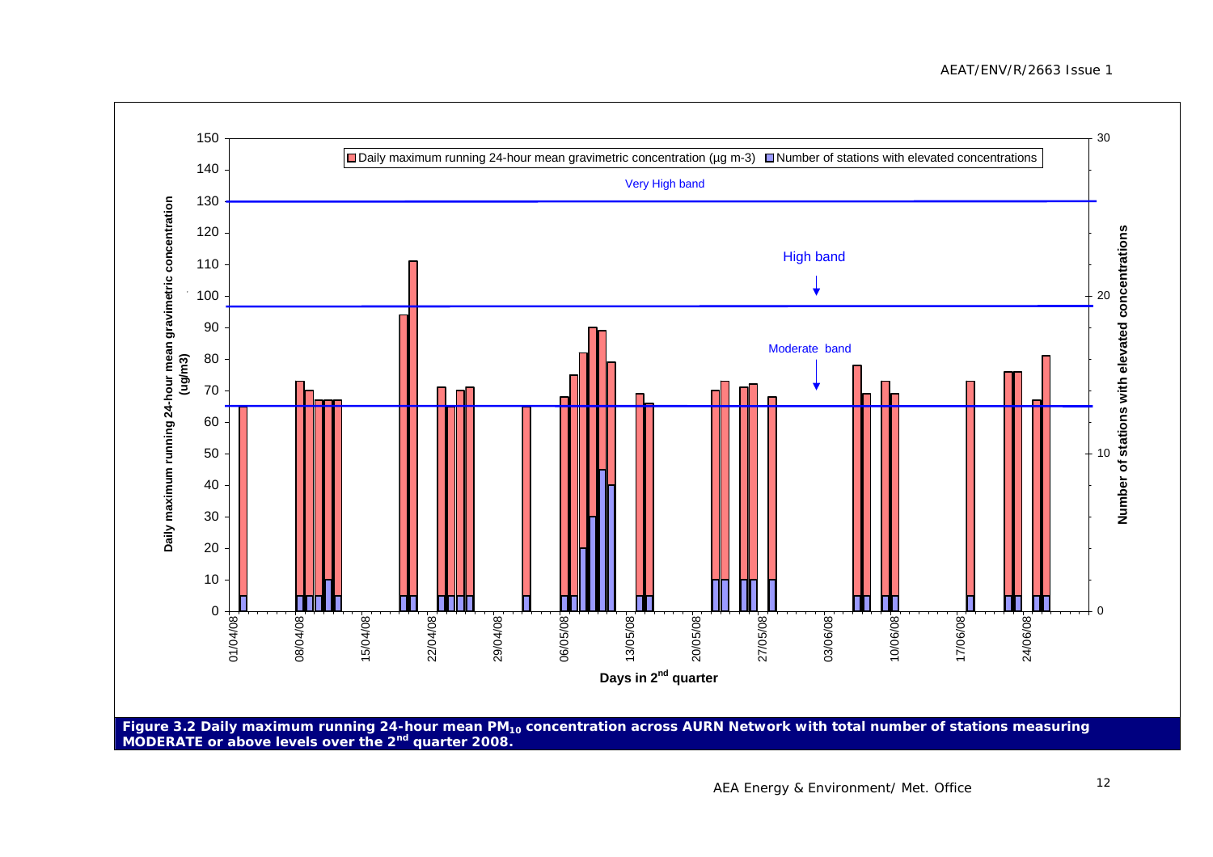Figure 3.2 Daily maximum running 24-hour mean $PM_{10}$ concentration across AURN Network with total number of stations measuring MODERATE or above levels over the 2nd quarter 2008.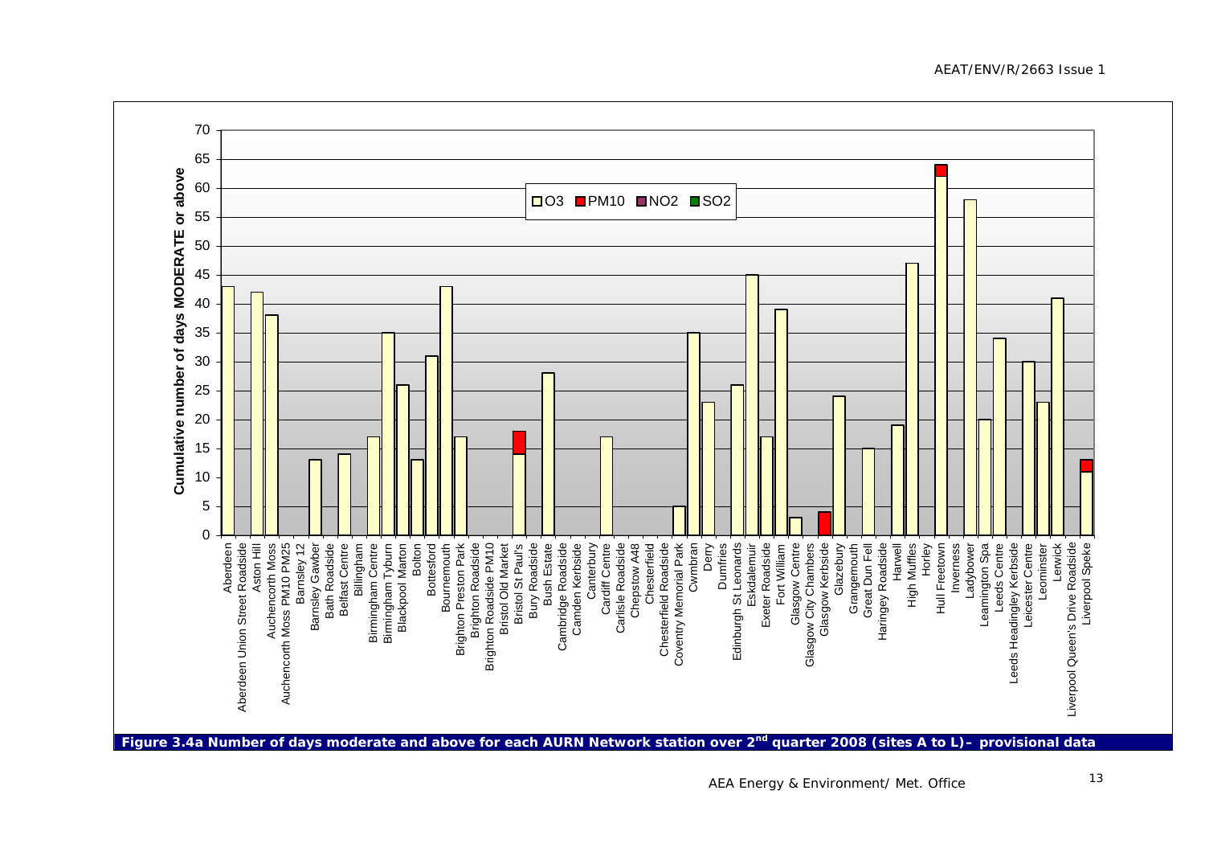**Figure 3.4a Number of days moderate and above for each AURN Network station over 2nd quarter 2008 (sites A to L)– provisional data**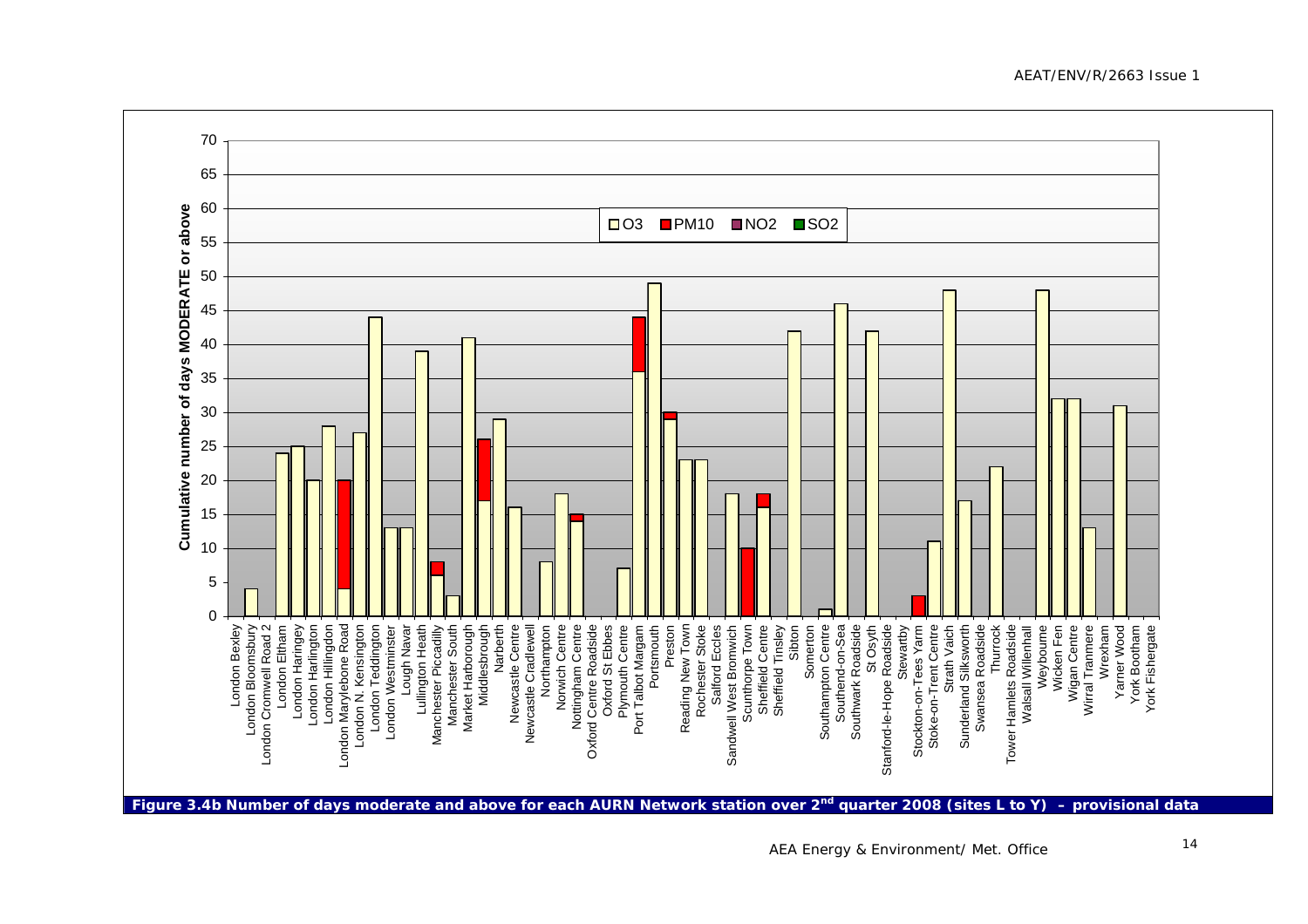**Figure 3.4b Number of days moderate and above for each AURN Network station over 2nd quarter 2008 (sites L to Y) – provisional data**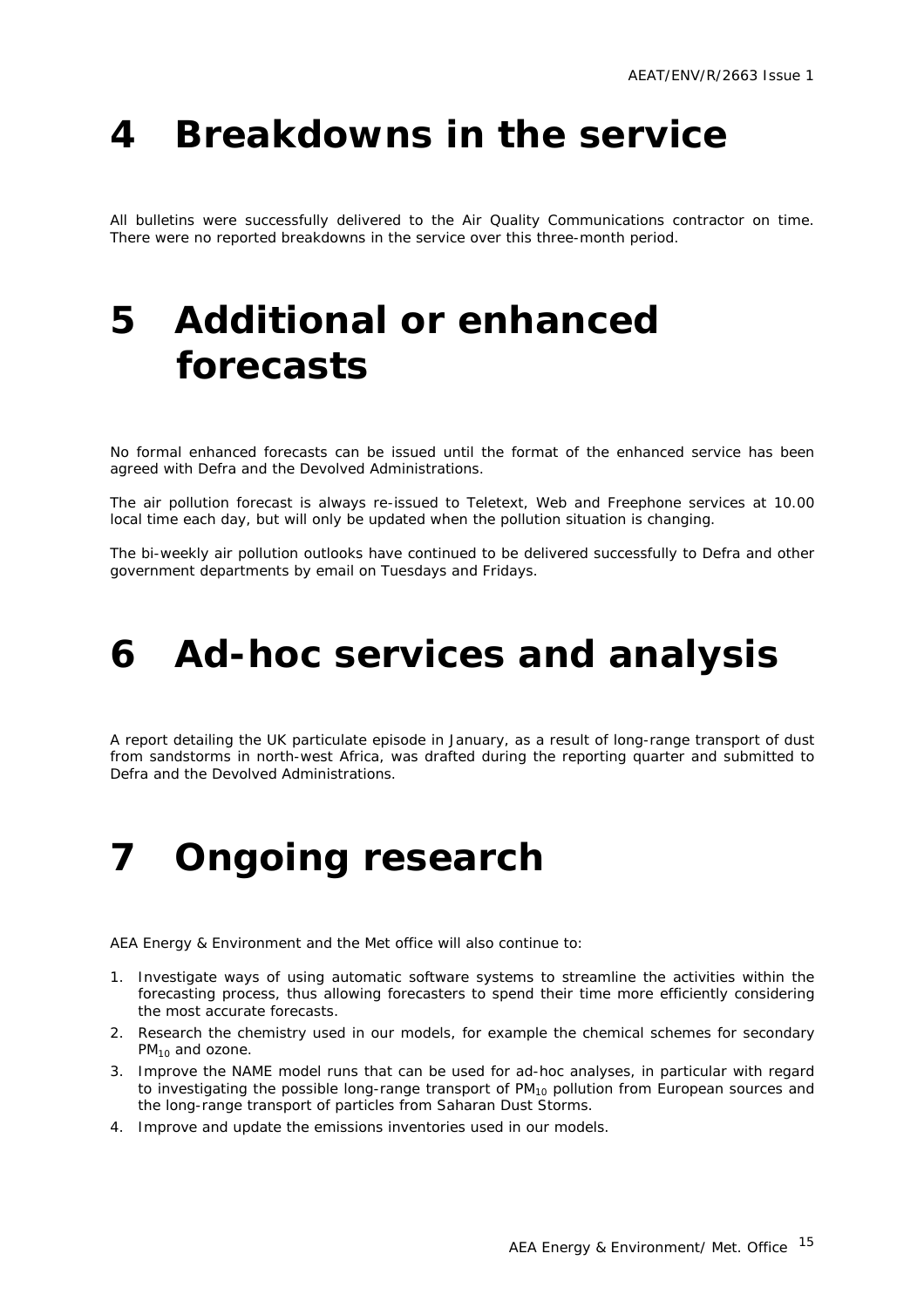# 4 Breakdowns in the service

All bulletins were successfully delivered to the Air Quality Communications contractor on time. There were no reported breakdowns in the service over this three-month period.

# 5 Additional or enhanced forecasts

No formal enhanced forecasts can be issued until the format of the enhanced service has been agreed with Defra and the Devolved Administrations.

The air pollution forecast is always re-issued to Teletext, Web and Freephone services at 10.00 local time each day, but will only be updated when the pollution situation is changing.

The bi-weekly air pollution outlooks have continued to be delivered successfully to Defra and other government departments by email on Tuesdays and Fridays.

# 6 Ad-hoc services and analysis

A report detailing the UK particulate episode in January, as a result of long-range transport of dust from sandstorms in north-west Africa, was drafted during the reporting quarter and submitted to Defra and the Devolved Administrations.

# 7 Ongoing research

AEA Energy & Environment and the Met office will also continue to:

1. Investigate ways of using automatic software systems to streamline the activities within the forecasting process, thus allowing forecasters to spend their time more efficiently considering the most accurate forecasts.
2. Research the chemistry used in our models, for example the chemical schemes for secondary $PM_{10}$ and ozone.
3. Improve the NAME model runs that can be used for ad-hoc analyses, in particular with regard to investigating the possible long-range transport of $PM_{10}$ pollution from European sources and the long-range transport of particles from Saharan Dust Storms.
4. Improve and update the emissions inventories used in our models.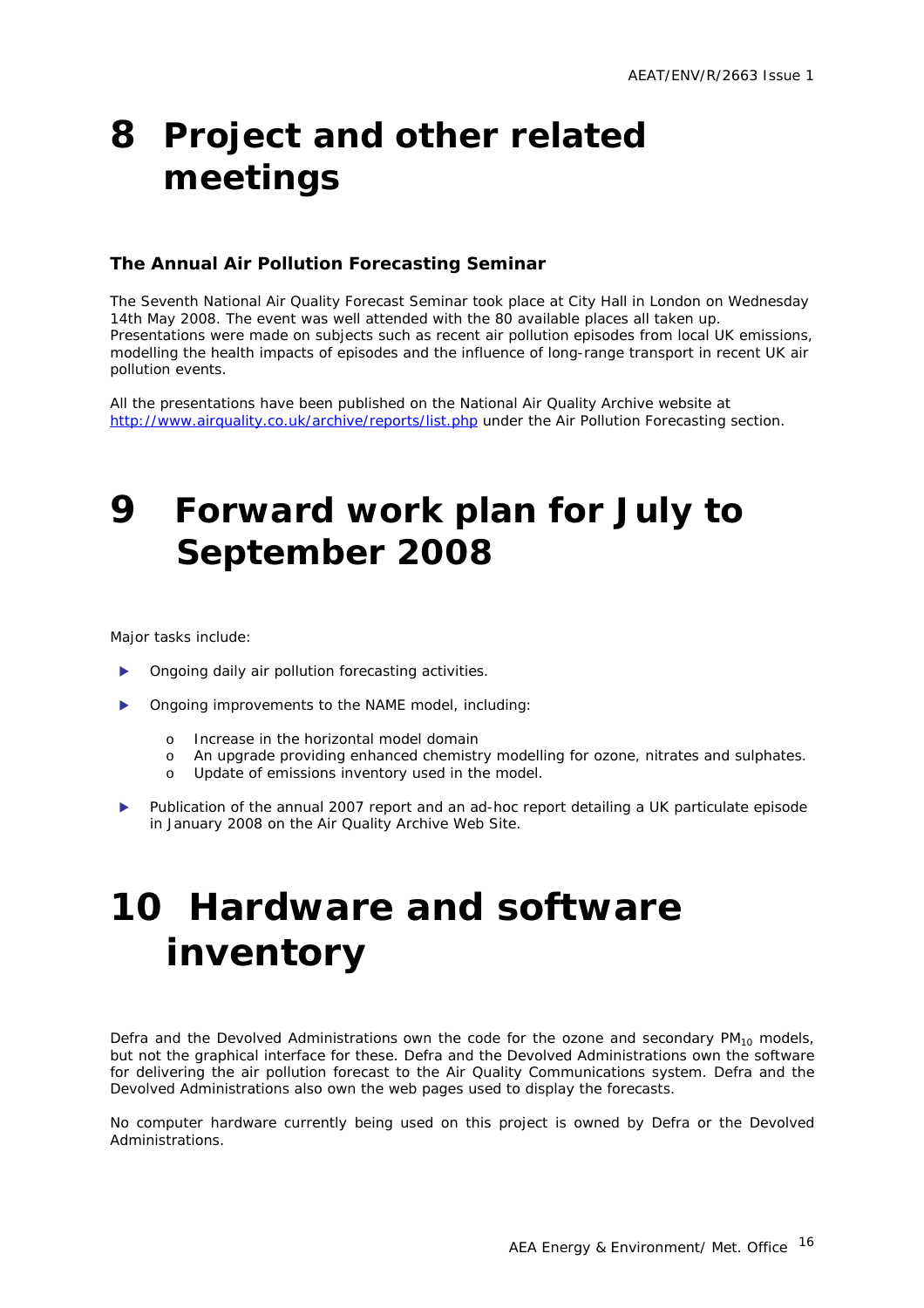# 8 Project and other related meetings

### The Annual Air Pollution Forecasting Seminar

The Seventh National Air Quality Forecast Seminar took place at City Hall in London on Wednesday 14th May 2008. The event was well attended with the 80 available places all taken up. Presentations were made on subjects such as recent air pollution episodes from local UK emissions, modelling the health impacts of episodes and the influence of long-range transport in recent UK air pollution events.

All the presentations have been published on the National Air Quality Archive website at http://www.airquality.co.uk/archive/reports/list.php under the Air Pollution Forecasting section.

# 9 Forward work plan for July to September 2008

Major tasks include:

- Ongoing daily air pollution forecasting activities.
- Ongoing improvements to the NAME model, including:
  - Increase in the horizontal model domain
  - An upgrade providing enhanced chemistry modelling for ozone, nitrates and sulphates.
  - Update of emissions inventory used in the model.
- Publication of the annual 2007 report and an ad-hoc report detailing a UK particulate episode in January 2008 on the Air Quality Archive Web Site.

# 10 Hardware and software inventory

Defra and the Devolved Administrations own the code for the ozone and secondary $PM_{10}$ models, but not the graphical interface for these. Defra and the Devolved Administrations own the software for delivering the air pollution forecast to the Air Quality Communications system. Defra and the Devolved Administrations also own the web pages used to display the forecasts.

No computer hardware currently being used on this project is owned by Defra or the Devolved Administrations.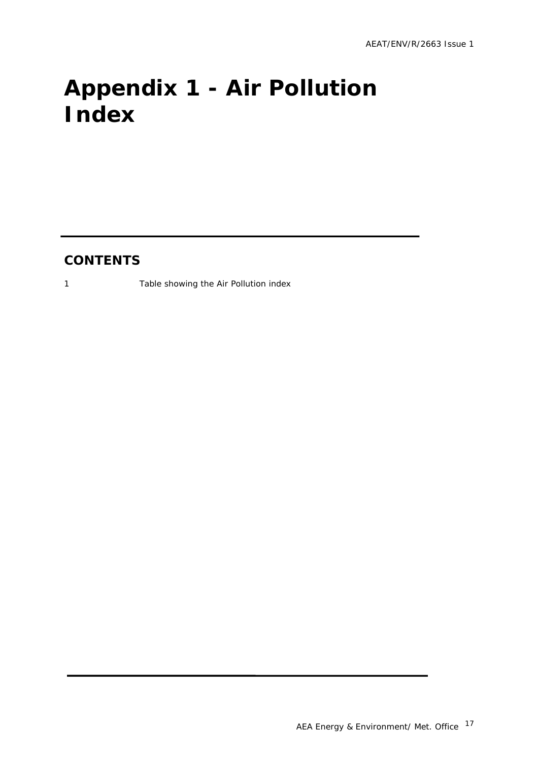# Appendix 1 - Air Pollution Index

## CONTENTS

1 Table showing the Air Pollution index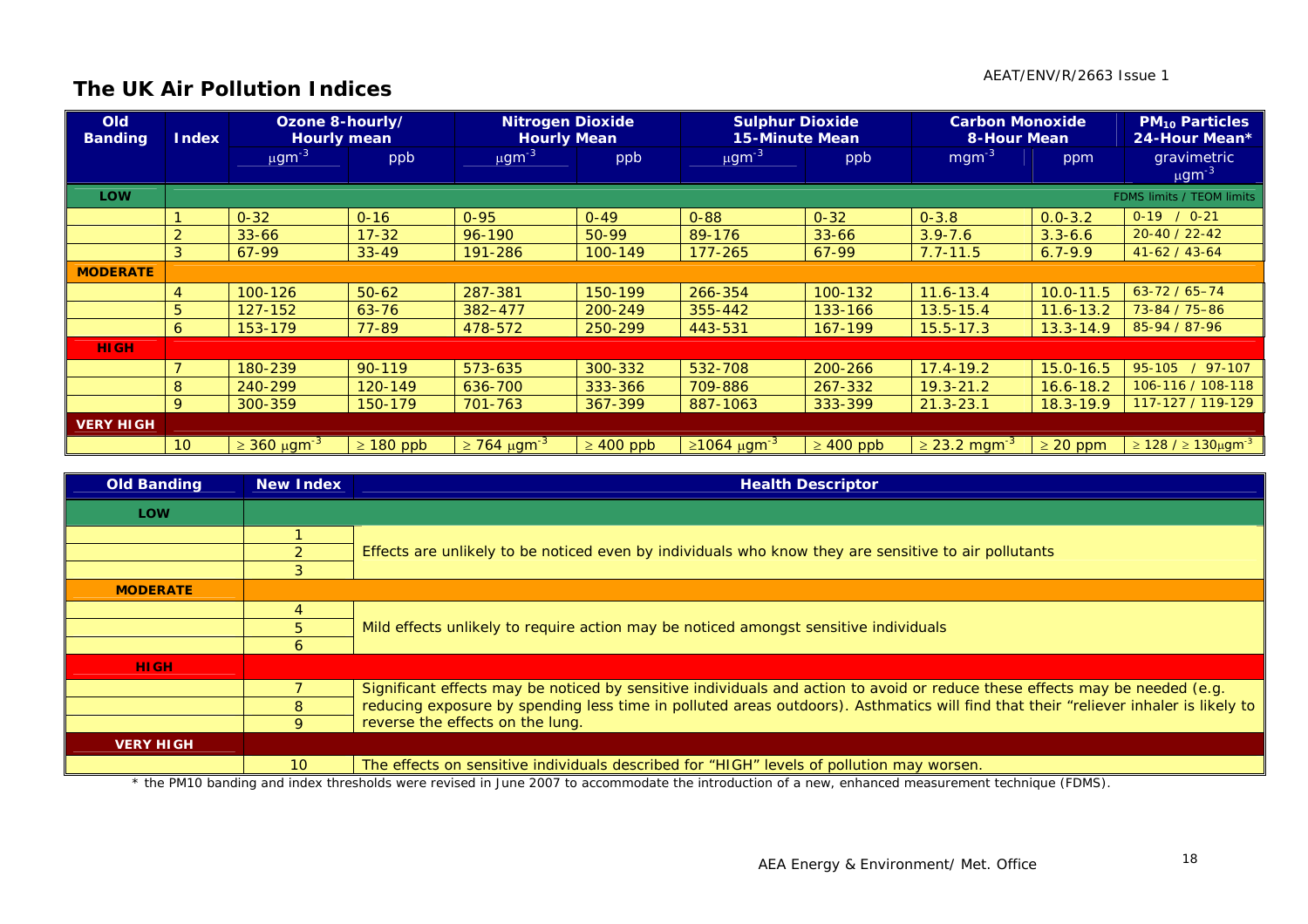## The UK Air Pollution Indices

| Old Banding | Index | Ozone 8-hourly/ Hourly mean | | Nitrogen Dioxide Hourly Mean | | Sulphur Dioxide 15-Minute Mean | | Carbon Monoxide 8-Hour Mean | | $PM_{10}$ Particles 24-Hour Mean* |
|---|---|---|---|---|---|---|---|---|---|---|
| | | $\mu gm^{-3}$ | ppb | $\mu gm^{-3}$ | ppb | $\mu gm^{-3}$ | ppb | $mgm^{-3}$ | ppm | gravimetric $\mu gm^{-3}$ |
| **LOW** | | | | | | | | | | FDMS limits / TEOM limits |
| | 1 | 0-32 | 0-16 | 0-95 | 0-49 | 0-88 | 0-32 | 0-3.8 | 0.0-3.2 | 0-19 / 0-21 |
| | 2 | 33-66 | 17-32 | 96-190 | 50-99 | 89-176 | 33-66 | 3.9-7.6 | 3.3-6.6 | 20-40 / 22-42 |
| | 3 | 67-99 | 33-49 | 191-286 | 100-149 | 177-265 | 67-99 | 7.7-11.5 | 6.7-9.9 | 41-62 / 43-64 |
| **MODERATE** | | | | | | | | | | |
| | 4 | 100-126 | 50-62 | 287-381 | 150-199 | 266-354 | 100-132 | 11.6-13.4 | 10.0-11.5 | 63-72 / 65–74 |
| | 5 | 127-152 | 63-76 | 382–477 | 200-249 | 355-442 | 133-166 | 13.5-15.4 | 11.6-13.2 | 73-84 / 75–86 |
| | 6 | 153-179 | 77-89 | 478-572 | 250-299 | 443-531 | 167-199 | 15.5-17.3 | 13.3-14.9 | 85-94 / 87-96 |
| **HIGH** | | | | | | | | | | |
| | 7 | 180-239 | 90-119 | 573-635 | 300-332 | 532-708 | 200-266 | 17.4-19.2 | 15.0-16.5 | 95-105 / 97-107 |
| | 8 | 240-299 | 120-149 | 636-700 | 333-366 | 709-886 | 267-332 | 19.3-21.2 | 16.6-18.2 | 106-116 / 108-118 |
| | 9 | 300-359 | 150-179 | 701-763 | 367-399 | 887-1063 | 333-399 | 21.3-23.1 | 18.3-19.9 | 117-127 / 119-129 |
| **VERY HIGH** | | | | | | | | | | |
| | 10 | ≥ 360 $\mu gm^{-3}$ | ≥ 180 ppb | ≥ 764 $\mu gm^{-3}$ | ≥ 400 ppb | ≥1064 $\mu gm^{-3}$ | ≥ 400 ppb | ≥ 23.2 $mgm^{-3}$ | ≥ 20 ppm | ≥ 128 / ≥ 130$\mu gm^{-3}$ |

| Old Banding | New Index | Health Descriptor |
|---|---|---|
| **LOW** | | |
| | 1 | Effects are unlikely to be noticed even by individuals who know they are sensitive to air pollutants |
| | 2 | |
| | 3 | |
| **MODERATE** | | |
| | 4 | Mild effects unlikely to require action may be noticed amongst sensitive individuals |
| | 5 | |
| | 6 | |
| **HIGH** | | |
| | 7 | Significant effects may be noticed by sensitive individuals and action to avoid or reduce these effects may be needed (e.g. reducing exposure by spending less time in polluted areas outdoors). Asthmatics will find that their "reliever inhaler is likely to reverse the effects on the lung. |
| | 8 | |
| | 9 | |
| **VERY HIGH** | | |
| | 10 | The effects on sensitive individuals described for "HIGH" levels of pollution may worsen. |

\* the PM10 banding and index thresholds were revised in June 2007 to accommodate the introduction of a new, enhanced measurement technique (FDMS).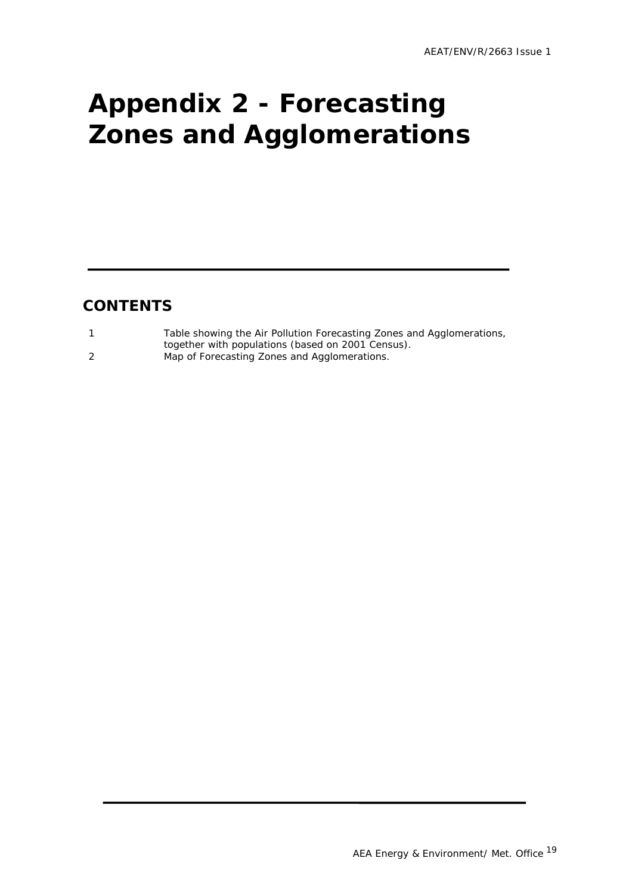# Appendix 2 - Forecasting Zones and Agglomerations

## CONTENTS

| | |
|---|---|
| 1 | Table showing the Air Pollution Forecasting Zones and Agglomerations, together with populations (based on 2001 Census). |
| 2 | Map of Forecasting Zones and Agglomerations. |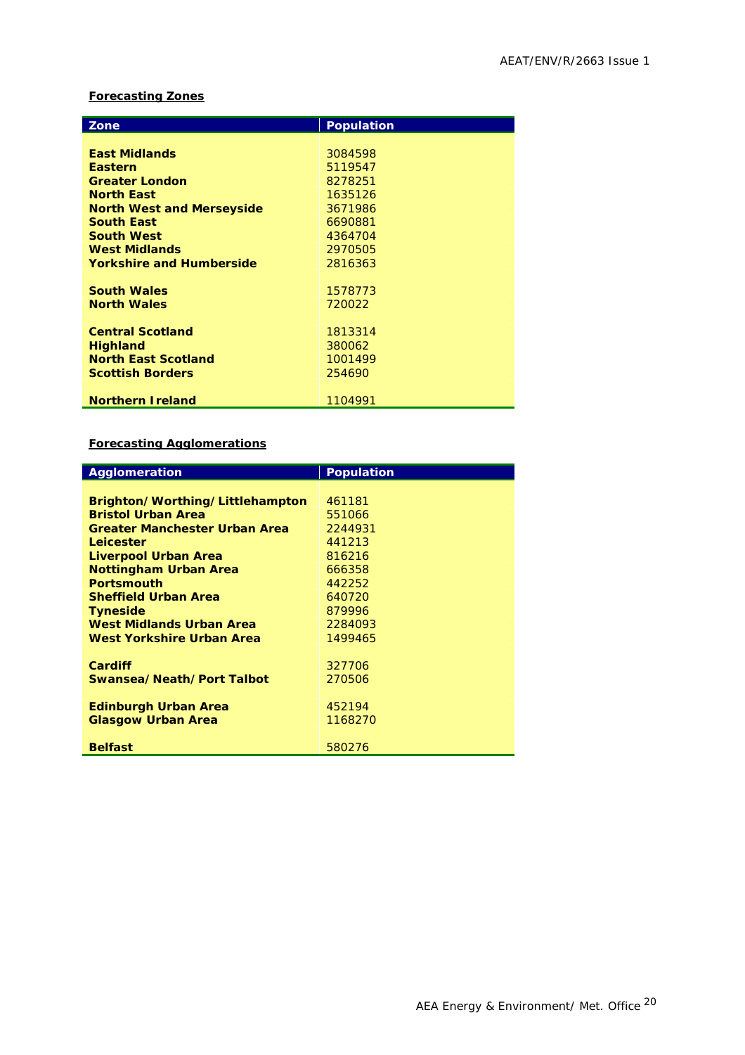**Forecasting Zones**

| Zone | Population |
|---|---|
| **East Midlands** | 3084598 |
| **Eastern** | 5119547 |
| **Greater London** | 8278251 |
| **North East** | 1635126 |
| **North West and Merseyside** | 3671986 |
| **South East** | 6690881 |
| **South West** | 4364704 |
| **West Midlands** | 2970505 |
| **Yorkshire and Humberside** | 2816363 |
| | |
| **South Wales** | 1578773 |
| **North Wales** | 720022 |
| | |
| **Central Scotland** | 1813314 |
| **Highland** | 380062 |
| **North East Scotland** | 1001499 |
| **Scottish Borders** | 254690 |
| | |
| **Northern Ireland** | 1104991 |

**Forecasting Agglomerations**

| Agglomeration | Population |
|---|---|
| **Brighton/Worthing/Littlehampton** | 461181 |
| **Bristol Urban Area** | 551066 |
| **Greater Manchester Urban Area** | 2244931 |
| **Leicester** | 441213 |
| **Liverpool Urban Area** | 816216 |
| **Nottingham Urban Area** | 666358 |
| **Portsmouth** | 442252 |
| **Sheffield Urban Area** | 640720 |
| **Tyneside** | 879996 |
| **West Midlands Urban Area** | 2284093 |
| **West Yorkshire Urban Area** | 1499465 |
| | |
| **Cardiff** | 327706 |
| **Swansea/Neath/Port Talbot** | 270506 |
| | |
| **Edinburgh Urban Area** | 452194 |
| **Glasgow Urban Area** | 1168270 |
| | |
| **Belfast** | 580276 |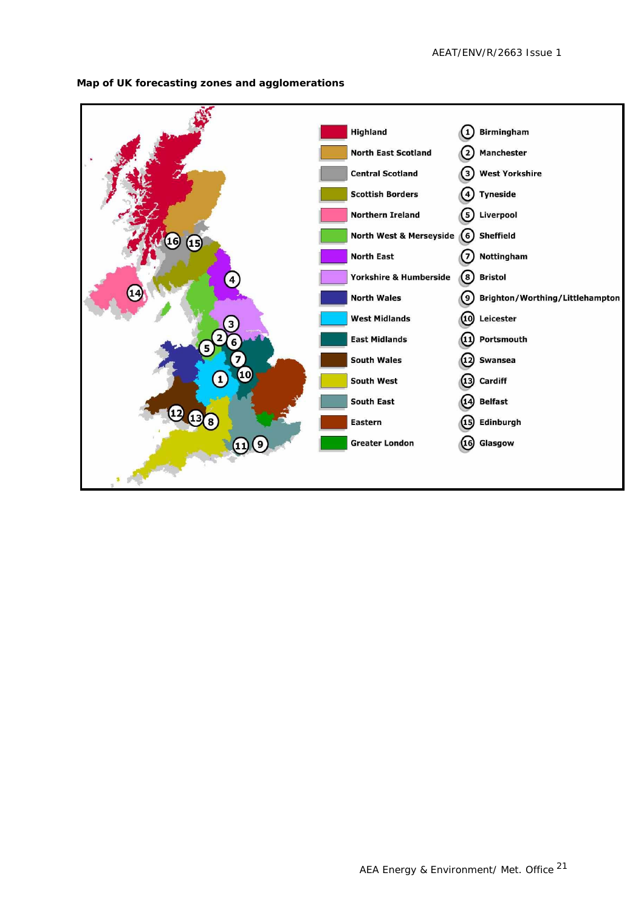**Map of UK forecasting zones and agglomerations**

| Zone | Agglomeration |
|---|---|
| Highland | 1 Birmingham |
| North East Scotland | 2 Manchester |
| Central Scotland | 3 West Yorkshire |
| Scottish Borders | 4 Tyneside |
| Northern Ireland | 5 Liverpool |
| North West & Merseyside | 6 Sheffield |
| North East | 7 Nottingham |
| Yorkshire & Humberside | 8 Bristol |
| North Wales | 9 Brighton/Worthing/Littlehampton |
| West Midlands | 10 Leicester |
| East Midlands | 11 Portsmouth |
| South Wales | 12 Swansea |
| South West | 13 Cardiff |
| South East | 14 Belfast |
| Eastern | 15 Edinburgh |
| Greater London | 16 Glasgow |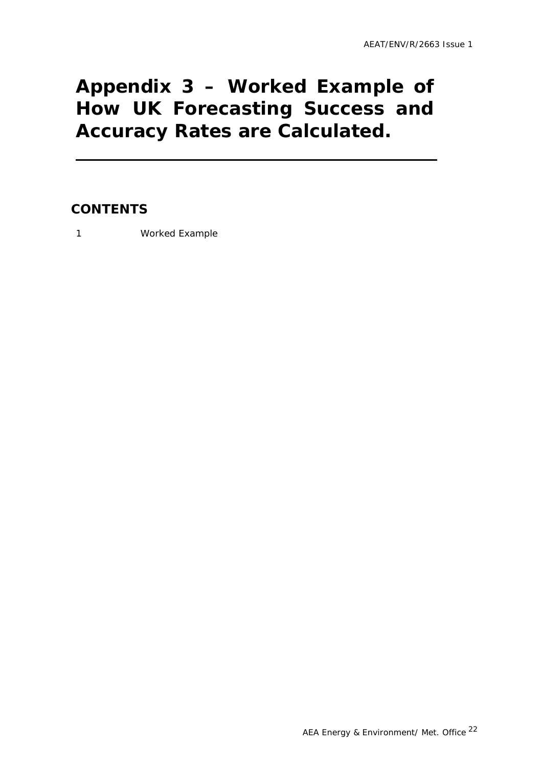# Appendix 3 – Worked Example of How UK Forecasting Success and Accuracy Rates are Calculated.

## CONTENTS

1 Worked Example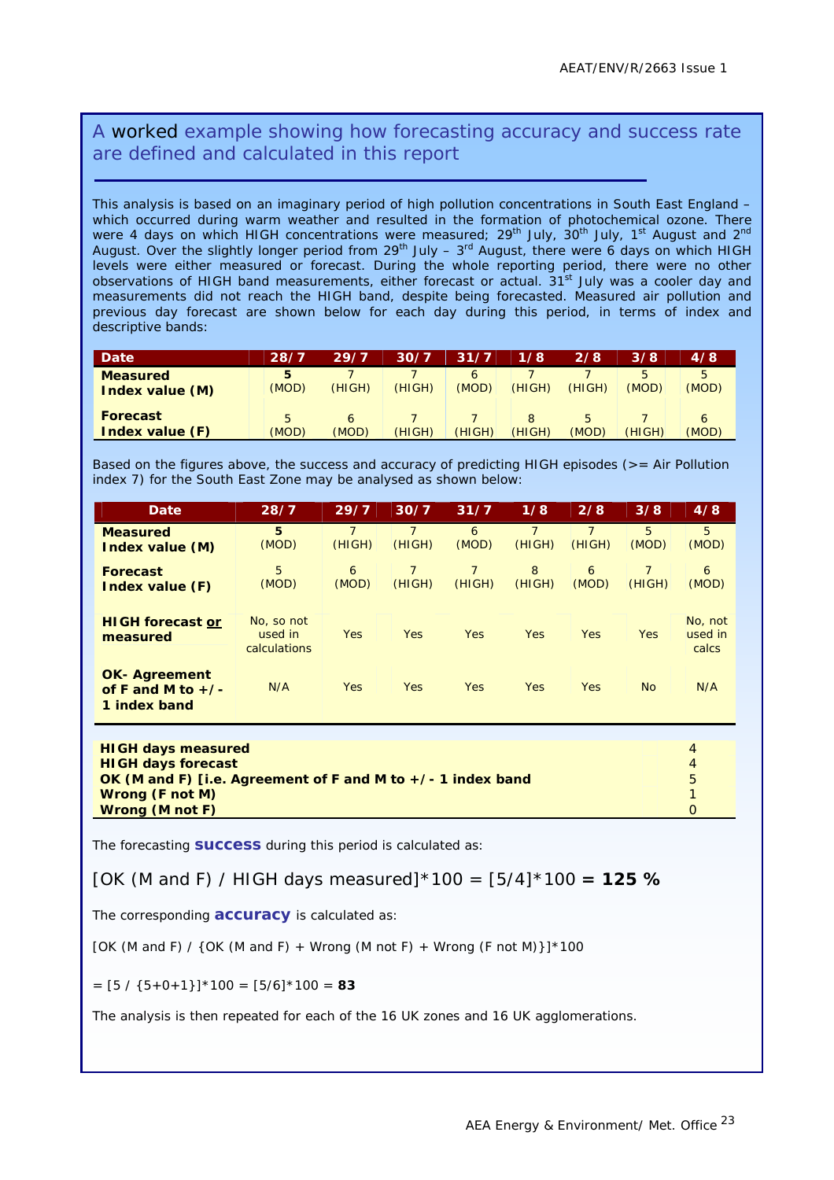## A worked example showing how forecasting accuracy and success rate are defined and calculated in this report

This analysis is based on an imaginary period of high pollution concentrations in South East England – which occurred during warm weather and resulted in the formation of photochemical ozone. There were 4 days on which HIGH concentrations were measured; 29th July, 30th July, 1st August and 2nd August. Over the slightly longer period from 29th July – 3rd August, there were 6 days on which HIGH levels were either measured or forecast. During the whole reporting period, there were no other observations of HIGH band measurements, either forecast or actual. 31st July was a cooler day and measurements did not reach the HIGH band, despite being forecasted. Measured air pollution and previous day forecast are shown below for each day during this period, in terms of index and descriptive bands:

| Date | 28/7 | 29/7 | 30/7 | 31/7 | 1/8 | 2/8 | 3/8 | 4/8 |
|---|---|---|---|---|---|---|---|---|
| **Measured Index value (M)** | **5** (MOD) | 7 (HIGH) | 7 (HIGH) | 6 (MOD) | 7 (HIGH) | 7 (HIGH) | 5 (MOD) | 5 (MOD) |
| **Forecast Index value (F)** | 5 (MOD) | 6 (MOD) | 7 (HIGH) | 7 (HIGH) | 8 (HIGH) | 5 (MOD) | 7 (HIGH) | 6 (MOD) |

Based on the figures above, the success and accuracy of predicting HIGH episodes (>= Air Pollution index 7) for the South East Zone may be analysed as shown below:

| Date | 28/7 | 29/7 | 30/7 | 31/7 | 1/8 | 2/8 | 3/8 | 4/8 |
|---|---|---|---|---|---|---|---|---|
| **Measured Index value (M)** | **5** (MOD) | 7 (HIGH) | 7 (HIGH) | 6 (MOD) | 7 (HIGH) | 7 (HIGH) | 5 (MOD) | 5 (MOD) |
| **Forecast Index value (F)** | 5 (MOD) | 6 (MOD) | 7 (HIGH) | 7 (HIGH) | 8 (HIGH) | 6 (MOD) | 7 (HIGH) | 6 (MOD) |
| **HIGH forecast or measured** | No, so not used in calculations | Yes | Yes | Yes | Yes | Yes | Yes | No, not used in calcs |
| **OK- Agreement of F and M to +/- 1 index band** | N/A | Yes | Yes | Yes | Yes | Yes | No | N/A |

| | |
|---|---|
| **HIGH days measured** | 4 |
| **HIGH days forecast** | 4 |
| **OK (M and F) [i.e. Agreement of F and M to +/- 1 index band** | 5 |
| **Wrong (F not M)** | 1 |
| **Wrong (M not F)** | 0 |

The forecasting **success** during this period is calculated as:

[OK (M and F) / HIGH days measured]*100 = [5/4]*100 **= 125 %**

The corresponding **accuracy** is calculated as:

[OK (M and F) / {OK (M and F) + Wrong (M not F) + Wrong (F not M)}]*100

= [5 / {5+0+1}]*100 = [5/6]*100 = **83**

The analysis is then repeated for each of the 16 UK zones and 16 UK agglomerations.